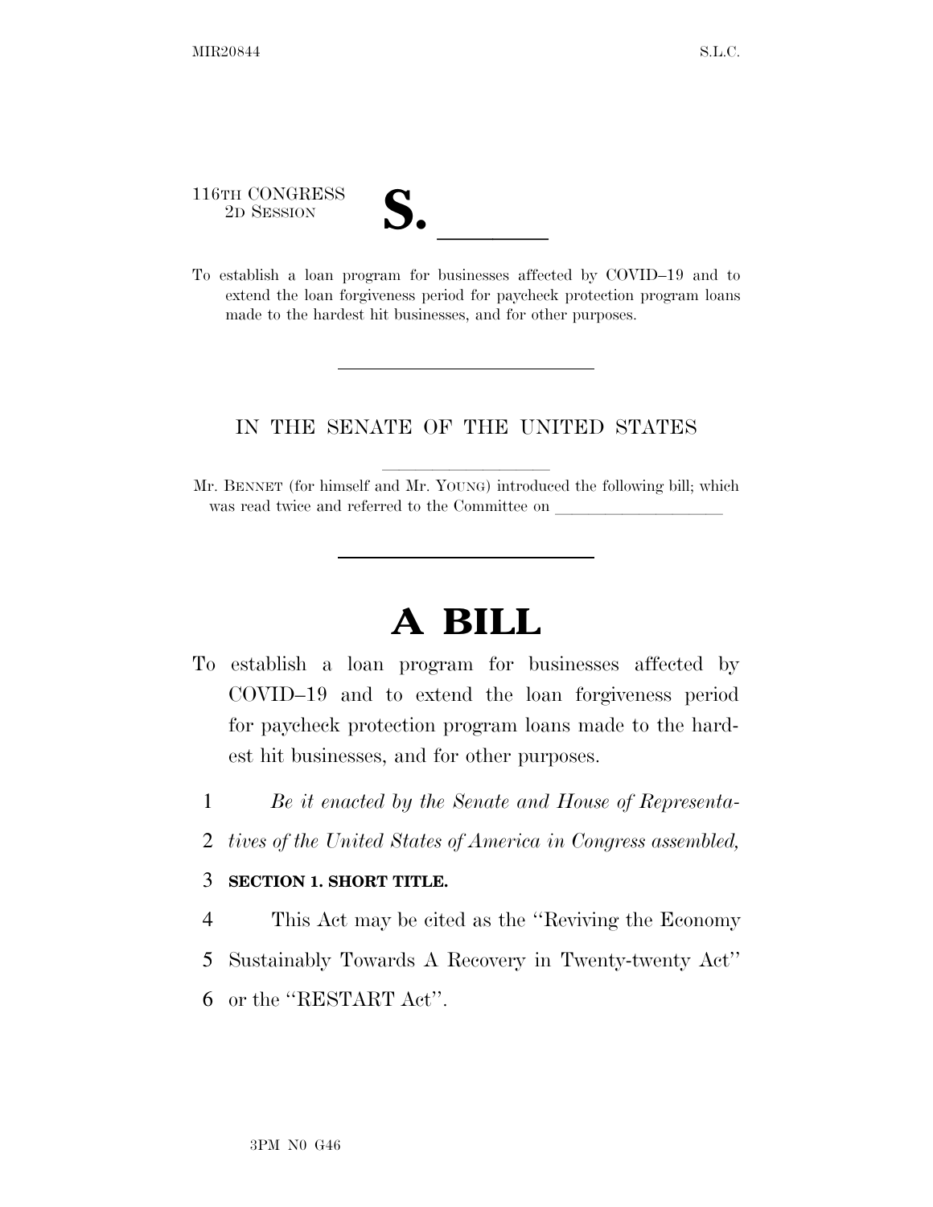116TH CONGRESS
2D SESSION

# S. \_\_\_\_\_\_

To establish a loan program for businesses affected by COVID–19 and to extend the loan forgiveness period for paycheck protection program loans made to the hardest hit businesses, and for other purposes.

---

IN THE SENATE OF THE UNITED STATES

Mr. BENNET (for himself and Mr. YOUNG) introduced the following bill; which was read twice and referred to the Committee on \_\_\_\_\_\_\_\_\_\_\_\_\_\_\_\_\_\_\_\_

---

# A BILL

To establish a loan program for businesses affected by COVID–19 and to extend the loan forgiveness period for paycheck protection program loans made to the hardest hit businesses, and for other purposes.

1 *Be it enacted by the Senate and House of Representa-*
2 *tives of the United States of America in Congress assembled,*

3 **SECTION 1. SHORT TITLE.**

4 This Act may be cited as the ''Reviving the Economy
5 Sustainably Towards A Recovery in Twenty-twenty Act''
6 or the ''RESTART Act''.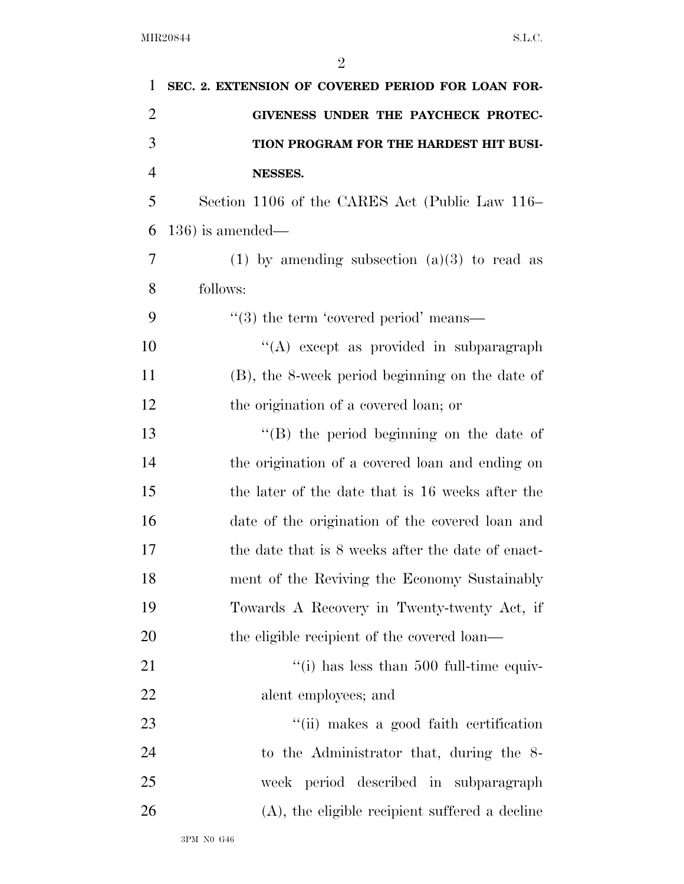**SEC. 2. EXTENSION OF COVERED PERIOD FOR LOAN FORGIVENESS UNDER THE PAYCHECK PROTECTION PROGRAM FOR THE HARDEST HIT BUSINESSES.**

Section 1106 of the CARES Act (Public Law 116–136) is amended—

(1) by amending subsection (a)(3) to read as follows:

"(3) the term 'covered period' means—

"(A) except as provided in subparagraph (B), the 8-week period beginning on the date of the origination of a covered loan; or

"(B) the period beginning on the date of the origination of a covered loan and ending on the later of the date that is 16 weeks after the date of the origination of the covered loan and the date that is 8 weeks after the date of enactment of the Reviving the Economy Sustainably Towards A Recovery in Twenty-twenty Act, if the eligible recipient of the covered loan—

"(i) has less than 500 full-time equivalent employees; and

"(ii) makes a good faith certification to the Administrator that, during the 8-week period described in subparagraph (A), the eligible recipient suffered a decline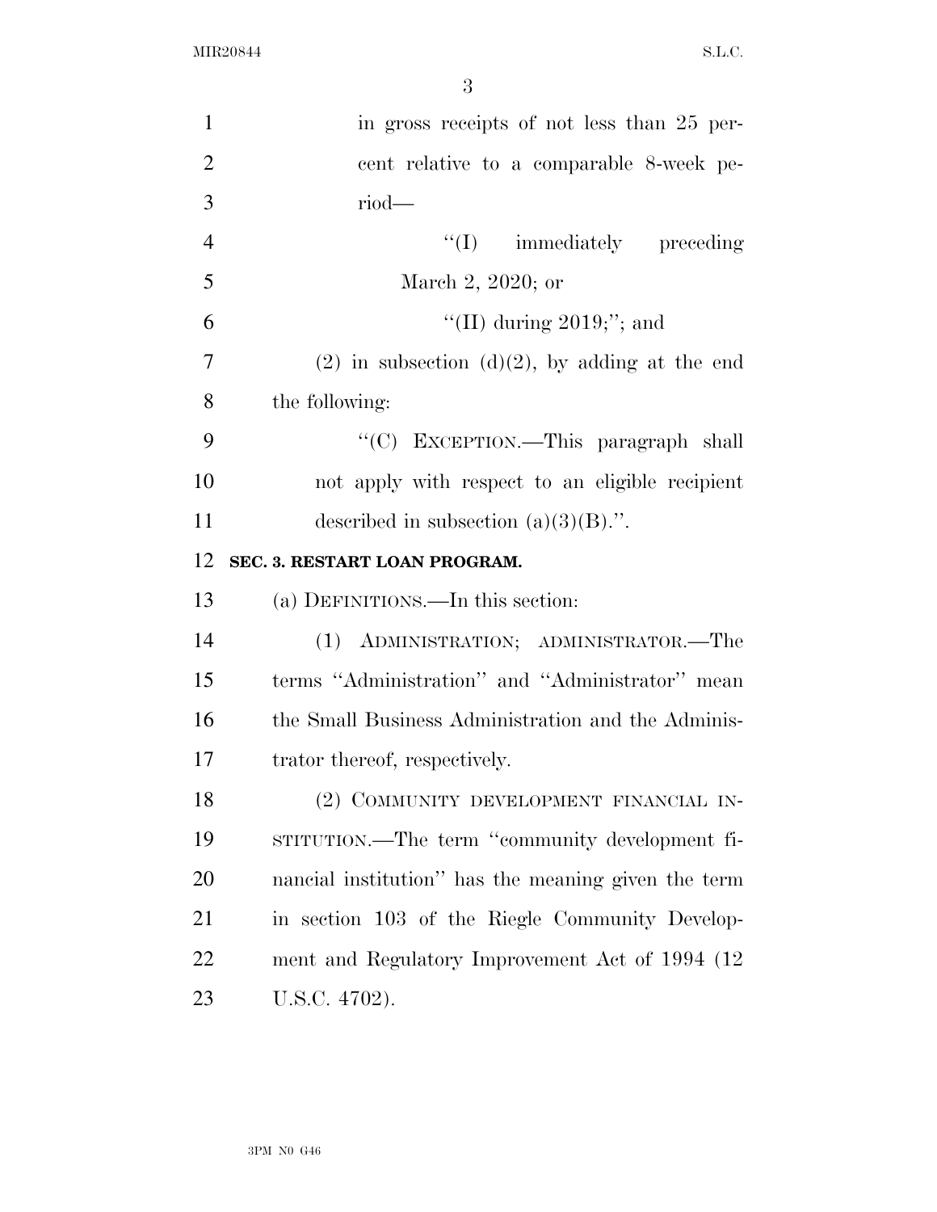in gross receipts of not less than 25 percent relative to a comparable 8-week period—

''(I) immediately preceding March 2, 2020; or

''(II) during 2019;''; and

(2) in subsection (d)(2), by adding at the end the following:

''(C) EXCEPTION.—This paragraph shall not apply with respect to an eligible recipient described in subsection (a)(3)(B).''.

**SEC. 3. RESTART LOAN PROGRAM.**

(a) DEFINITIONS.—In this section:

(1) ADMINISTRATION; ADMINISTRATOR.—The terms ''Administration'' and ''Administrator'' mean the Small Business Administration and the Administrator thereof, respectively.

(2) COMMUNITY DEVELOPMENT FINANCIAL INSTITUTION.—The term ''community development financial institution'' has the meaning given the term in section 103 of the Riegle Community Development and Regulatory Improvement Act of 1994 (12 U.S.C. 4702).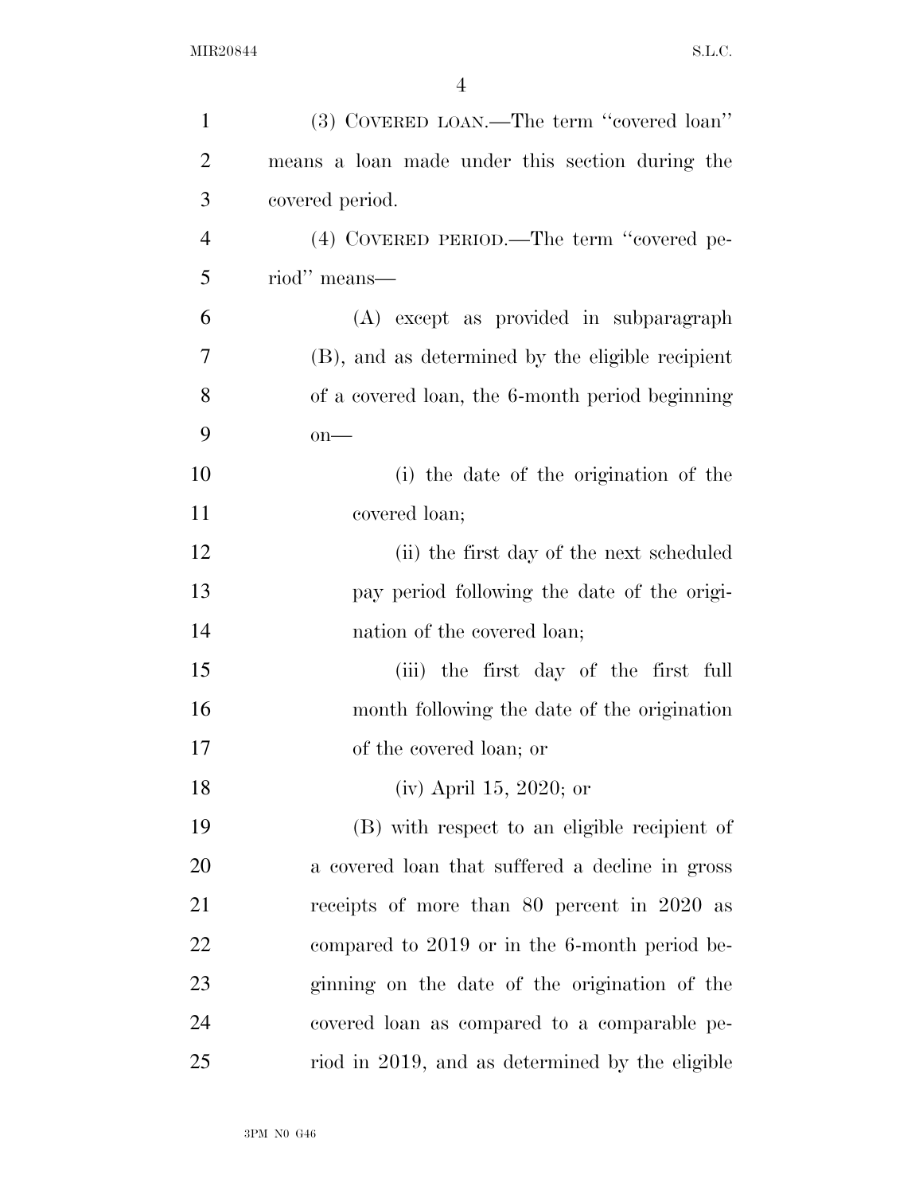(3) COVERED LOAN.—The term ''covered loan'' means a loan made under this section during the covered period.

(4) COVERED PERIOD.—The term ''covered period'' means—

(A) except as provided in subparagraph (B), and as determined by the eligible recipient of a covered loan, the 6-month period beginning on—

(i) the date of the origination of the covered loan;

(ii) the first day of the next scheduled pay period following the date of the origination of the covered loan;

(iii) the first day of the first full month following the date of the origination of the covered loan; or

(iv) April 15, 2020; or

(B) with respect to an eligible recipient of a covered loan that suffered a decline in gross receipts of more than 80 percent in 2020 as compared to 2019 or in the 6-month period beginning on the date of the origination of the covered loan as compared to a comparable period in 2019, and as determined by the eligible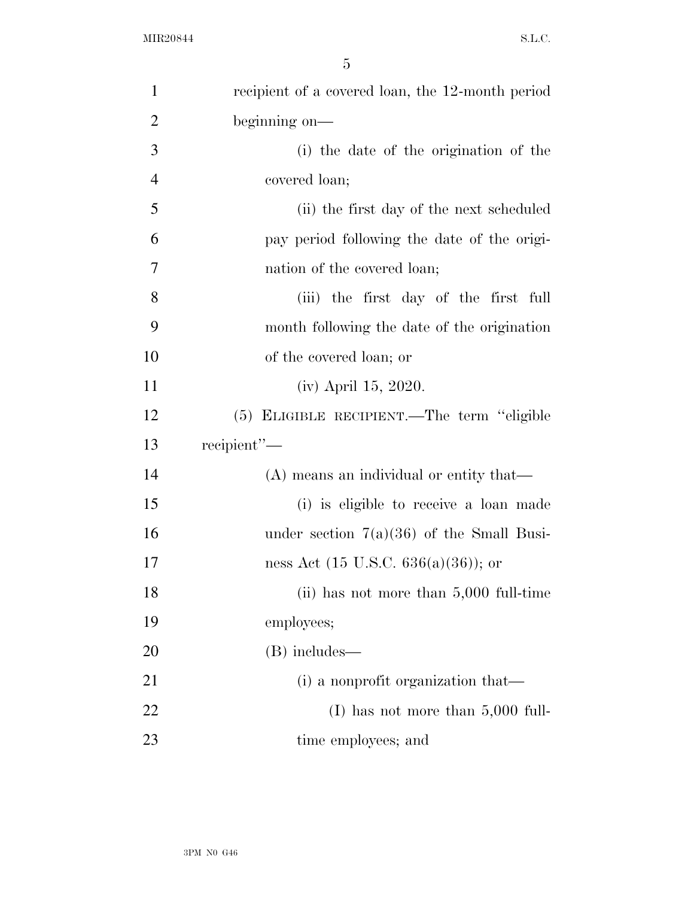recipient of a covered loan, the 12-month period beginning on—

(i) the date of the origination of the covered loan;

(ii) the first day of the next scheduled pay period following the date of the origination of the covered loan;

(iii) the first day of the first full month following the date of the origination of the covered loan; or

(iv) April 15, 2020.

(5) ELIGIBLE RECIPIENT.—The term "eligible recipient"—

(A) means an individual or entity that—

(i) is eligible to receive a loan made under section 7(a)(36) of the Small Business Act (15 U.S.C. 636(a)(36)); or

(ii) has not more than 5,000 full-time employees;

(B) includes—

(i) a nonprofit organization that—

(I) has not more than 5,000 full-time employees; and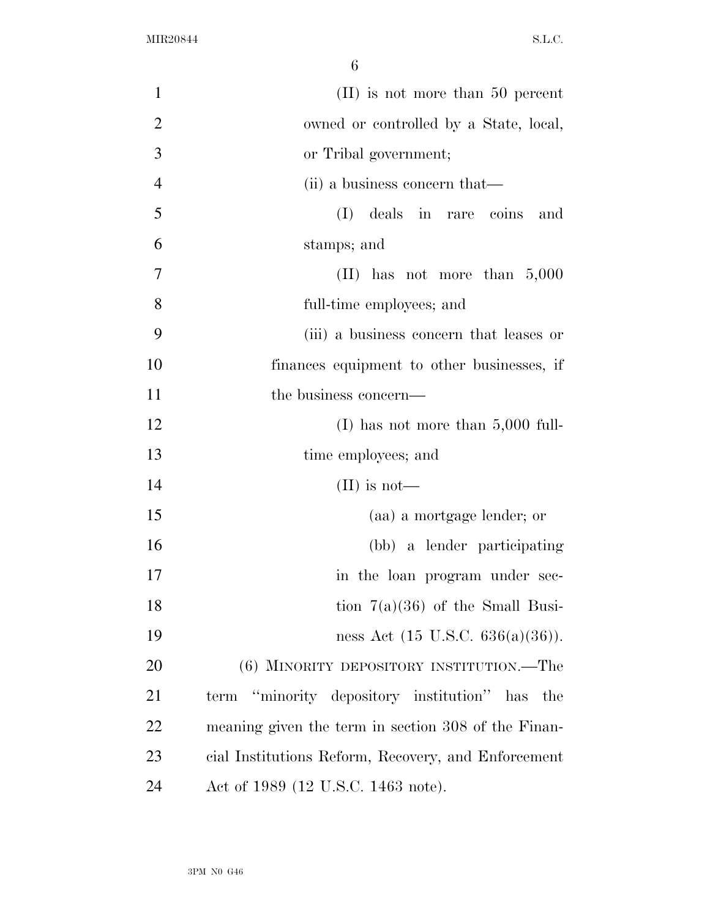(II) is not more than 50 percent owned or controlled by a State, local, or Tribal government;

(ii) a business concern that—

(I) deals in rare coins and stamps; and

(II) has not more than 5,000 full-time employees; and

(iii) a business concern that leases or finances equipment to other businesses, if the business concern—

(I) has not more than 5,000 full-time employees; and

(II) is not—

(aa) a mortgage lender; or

(bb) a lender participating in the loan program under section 7(a)(36) of the Small Business Act (15 U.S.C. 636(a)(36)).

(6) MINORITY DEPOSITORY INSTITUTION.—The term "minority depository institution" has the meaning given the term in section 308 of the Financial Institutions Reform, Recovery, and Enforcement Act of 1989 (12 U.S.C. 1463 note).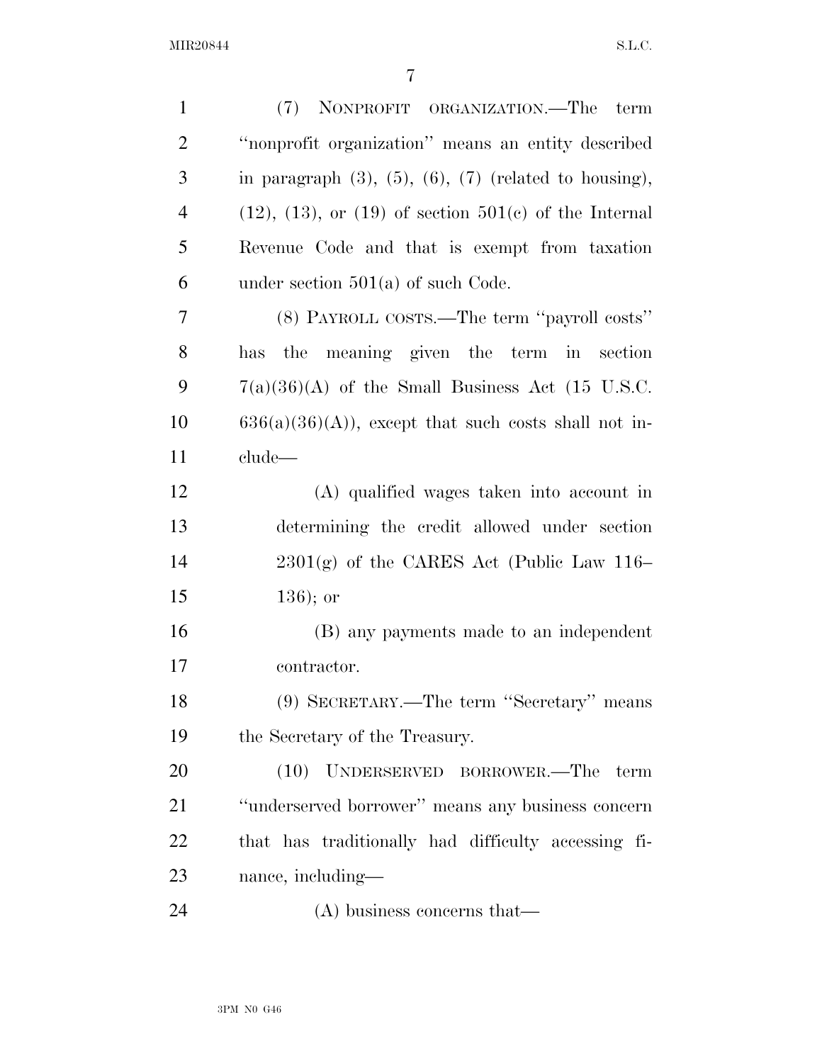(7) NONPROFIT ORGANIZATION.—The term ''nonprofit organization'' means an entity described in paragraph (3), (5), (6), (7) (related to housing), (12), (13), or (19) of section 501(c) of the Internal Revenue Code and that is exempt from taxation under section 501(a) of such Code.

(8) PAYROLL COSTS.—The term ''payroll costs'' has the meaning given the term in section 7(a)(36)(A) of the Small Business Act (15 U.S.C. 636(a)(36)(A)), except that such costs shall not include—

(A) qualified wages taken into account in determining the credit allowed under section 2301(g) of the CARES Act (Public Law 116–136); or

(B) any payments made to an independent contractor.

(9) SECRETARY.—The term ''Secretary'' means the Secretary of the Treasury.

(10) UNDERSERVED BORROWER.—The term ''underserved borrower'' means any business concern that has traditionally had difficulty accessing finance, including—

(A) business concerns that—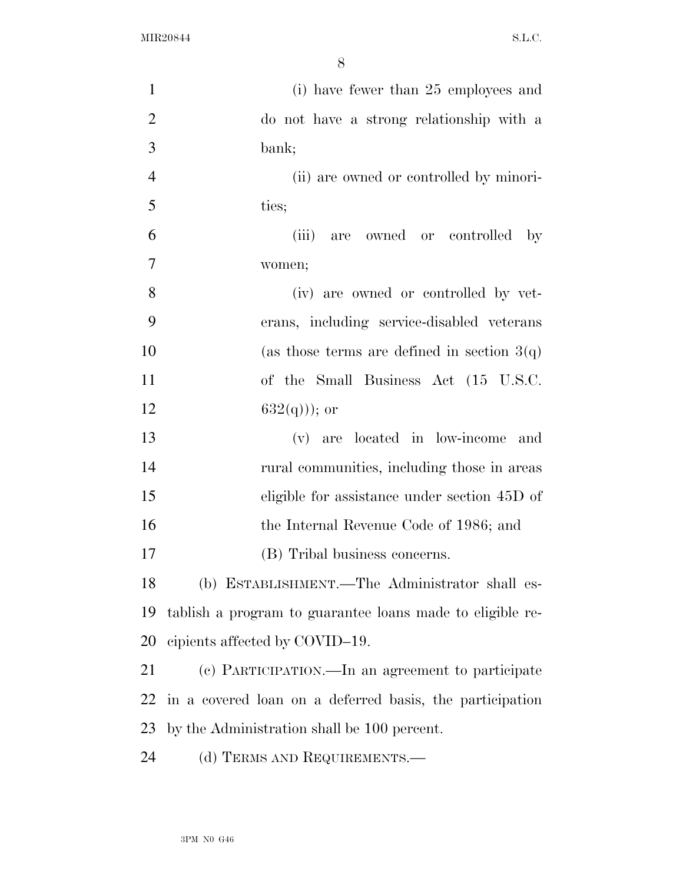(i) have fewer than 25 employees and do not have a strong relationship with a bank;

(ii) are owned or controlled by minorities;

(iii) are owned or controlled by women;

(iv) are owned or controlled by veterans, including service-disabled veterans (as those terms are defined in section 3(q) of the Small Business Act (15 U.S.C. 632(q))); or

(v) are located in low-income and rural communities, including those in areas eligible for assistance under section 45D of the Internal Revenue Code of 1986; and

(B) Tribal business concerns.

(b) ESTABLISHMENT.—The Administrator shall establish a program to guarantee loans made to eligible recipients affected by COVID–19.

(c) PARTICIPATION.—In an agreement to participate in a covered loan on a deferred basis, the participation by the Administration shall be 100 percent.

(d) TERMS AND REQUIREMENTS.—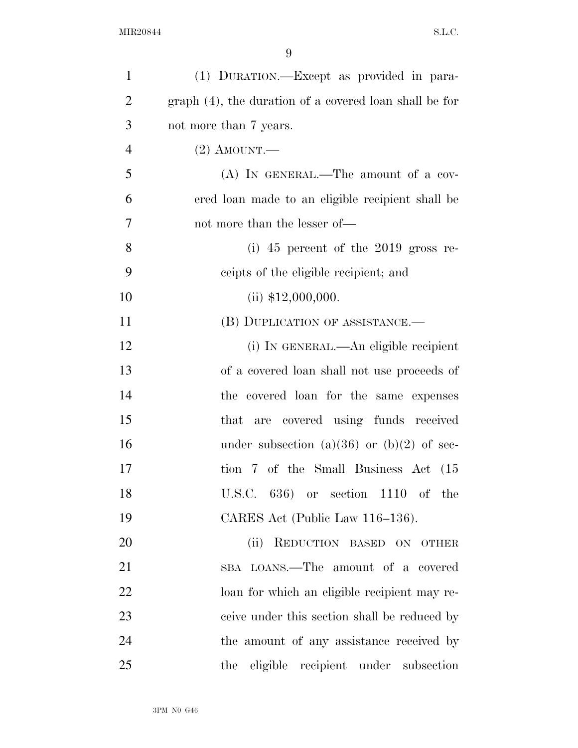(1) DURATION.—Except as provided in paragraph (4), the duration of a covered loan shall be for not more than 7 years.

(2) AMOUNT.—

(A) IN GENERAL.—The amount of a covered loan made to an eligible recipient shall be not more than the lesser of—

(i) 45 percent of the 2019 gross receipts of the eligible recipient; and

(ii) $12,000,000.

(B) DUPLICATION OF ASSISTANCE.—

(i) IN GENERAL.—An eligible recipient of a covered loan shall not use proceeds of the covered loan for the same expenses that are covered using funds received under subsection (a)(36) or (b)(2) of section 7 of the Small Business Act (15 U.S.C. 636) or section 1110 of the CARES Act (Public Law 116–136).

(ii) REDUCTION BASED ON OTHER SBA LOANS.—The amount of a covered loan for which an eligible recipient may receive under this section shall be reduced by the amount of any assistance received by the eligible recipient under subsection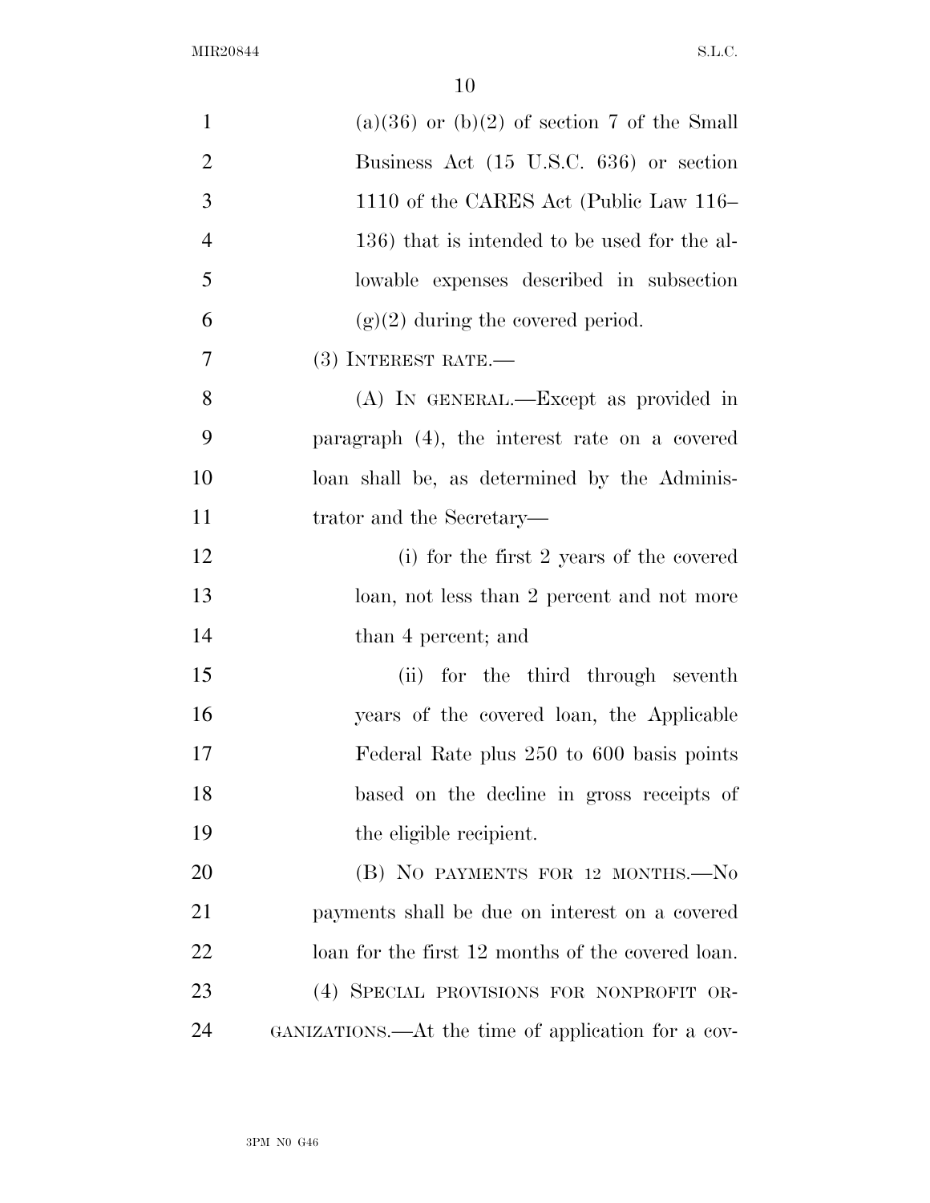(a)(36) or (b)(2) of section 7 of the Small Business Act (15 U.S.C. 636) or section 1110 of the CARES Act (Public Law 116–136) that is intended to be used for the allowable expenses described in subsection (g)(2) during the covered period.

(3) INTEREST RATE.—

(A) IN GENERAL.—Except as provided in paragraph (4), the interest rate on a covered loan shall be, as determined by the Administrator and the Secretary—

(i) for the first 2 years of the covered loan, not less than 2 percent and not more than 4 percent; and

(ii) for the third through seventh years of the covered loan, the Applicable Federal Rate plus 250 to 600 basis points based on the decline in gross receipts of the eligible recipient.

(B) NO PAYMENTS FOR 12 MONTHS.—No payments shall be due on interest on a covered loan for the first 12 months of the covered loan.

(4) SPECIAL PROVISIONS FOR NONPROFIT ORGANIZATIONS.—At the time of application for a cov-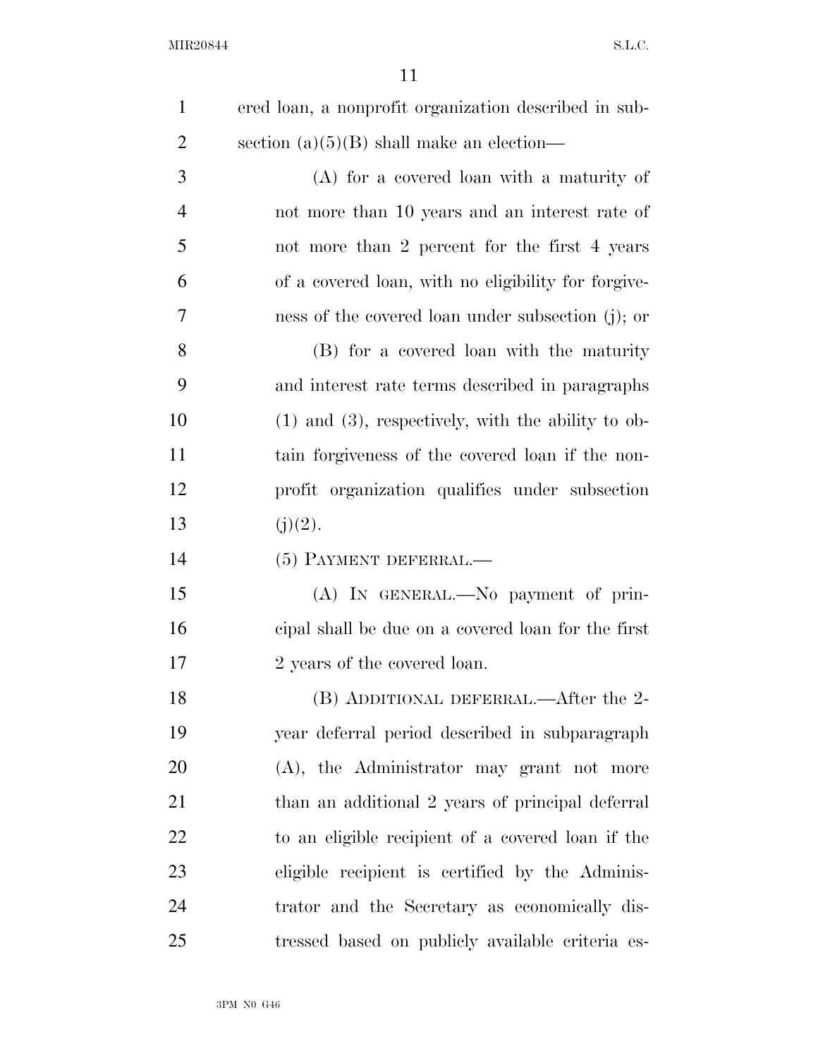ered loan, a nonprofit organization described in subsection (a)(5)(B) shall make an election—

(A) for a covered loan with a maturity of not more than 10 years and an interest rate of not more than 2 percent for the first 4 years of a covered loan, with no eligibility for forgiveness of the covered loan under subsection (j); or

(B) for a covered loan with the maturity and interest rate terms described in paragraphs (1) and (3), respectively, with the ability to obtain forgiveness of the covered loan if the nonprofit organization qualifies under subsection (j)(2).

(5) PAYMENT DEFERRAL.—

(A) IN GENERAL.—No payment of principal shall be due on a covered loan for the first 2 years of the covered loan.

(B) ADDITIONAL DEFERRAL.—After the 2-year deferral period described in subparagraph (A), the Administrator may grant not more than an additional 2 years of principal deferral to an eligible recipient of a covered loan if the eligible recipient is certified by the Administrator and the Secretary as economically distressed based on publicly available criteria es-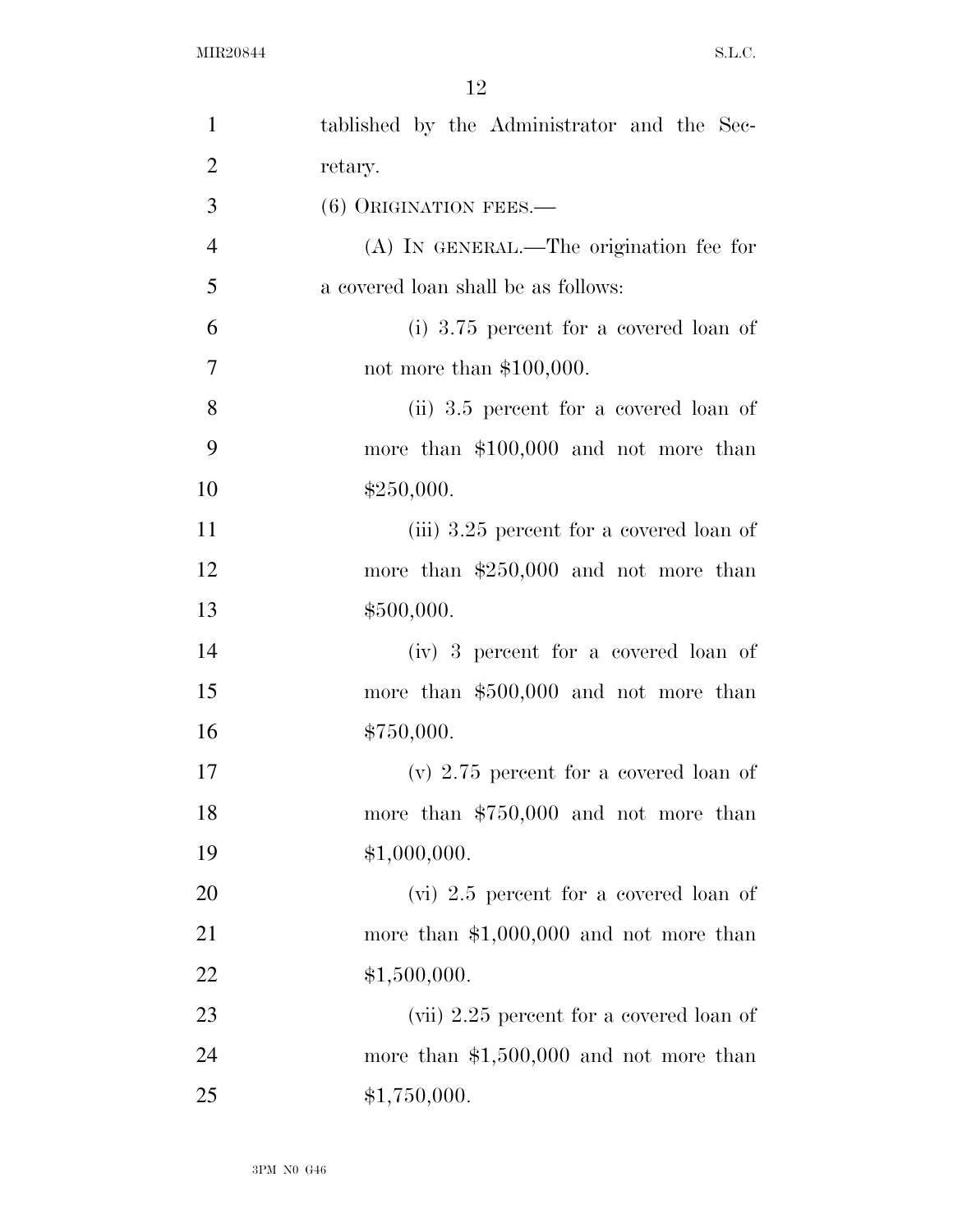tablished by the Administrator and the Secretary.

(6) ORIGINATION FEES.—

(A) IN GENERAL.—The origination fee for a covered loan shall be as follows:

(i) 3.75 percent for a covered loan of not more than $100,000.

(ii) 3.5 percent for a covered loan of more than $100,000 and not more than $250,000.

(iii) 3.25 percent for a covered loan of more than $250,000 and not more than $500,000.

(iv) 3 percent for a covered loan of more than $500,000 and not more than $750,000.

(v) 2.75 percent for a covered loan of more than $750,000 and not more than $1,000,000.

(vi) 2.5 percent for a covered loan of more than $1,000,000 and not more than $1,500,000.

(vii) 2.25 percent for a covered loan of more than $1,500,000 and not more than $1,750,000.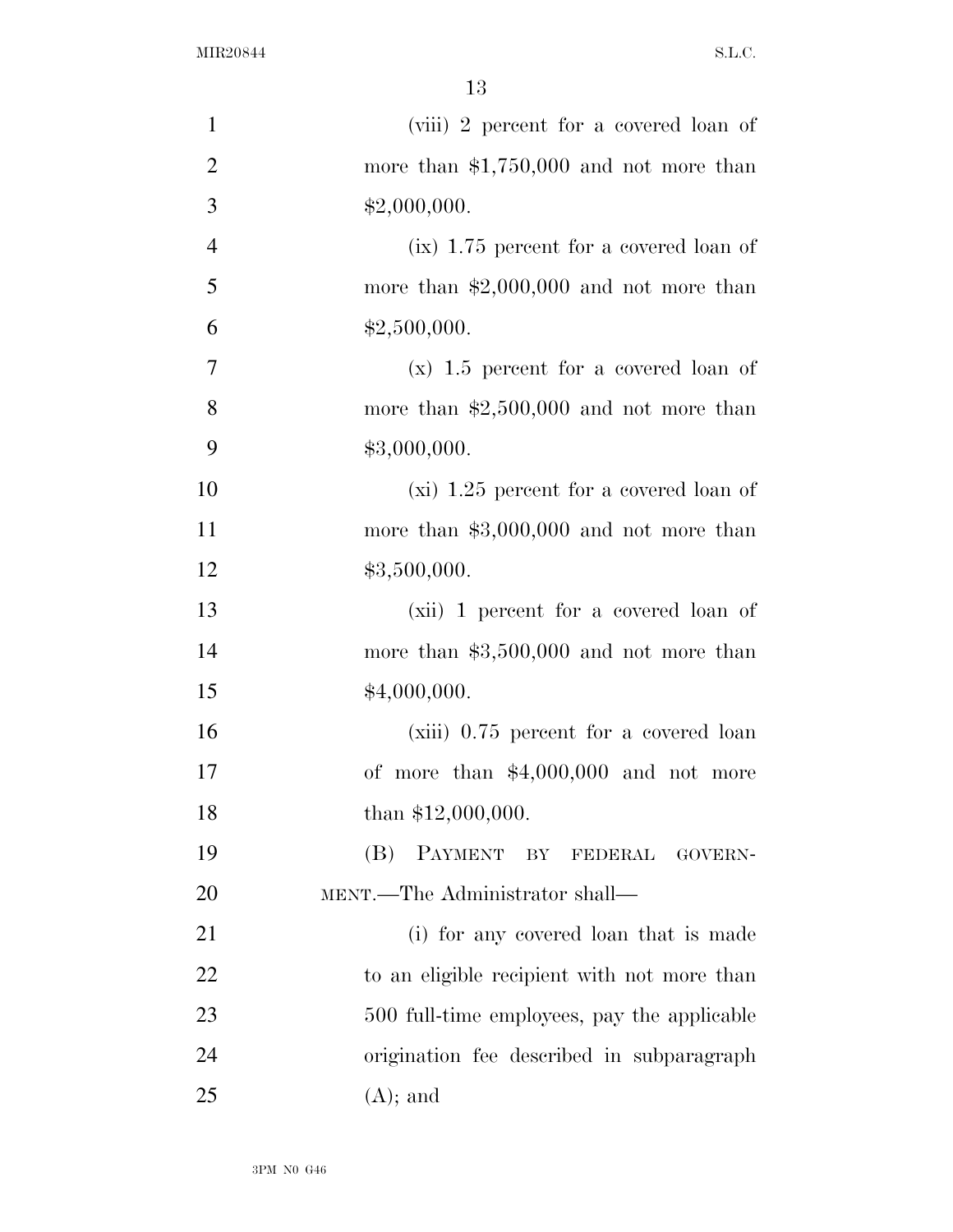(viii) 2 percent for a covered loan of more than $1,750,000 and not more than $2,000,000.

(ix) 1.75 percent for a covered loan of more than $2,000,000 and not more than $2,500,000.

(x) 1.5 percent for a covered loan of more than $2,500,000 and not more than $3,000,000.

(xi) 1.25 percent for a covered loan of more than $3,000,000 and not more than $3,500,000.

(xii) 1 percent for a covered loan of more than $3,500,000 and not more than $4,000,000.

(xiii) 0.75 percent for a covered loan of more than $4,000,000 and not more than $12,000,000.

(B) PAYMENT BY FEDERAL GOVERNMENT.—The Administrator shall—

(i) for any covered loan that is made to an eligible recipient with not more than 500 full-time employees, pay the applicable origination fee described in subparagraph (A); and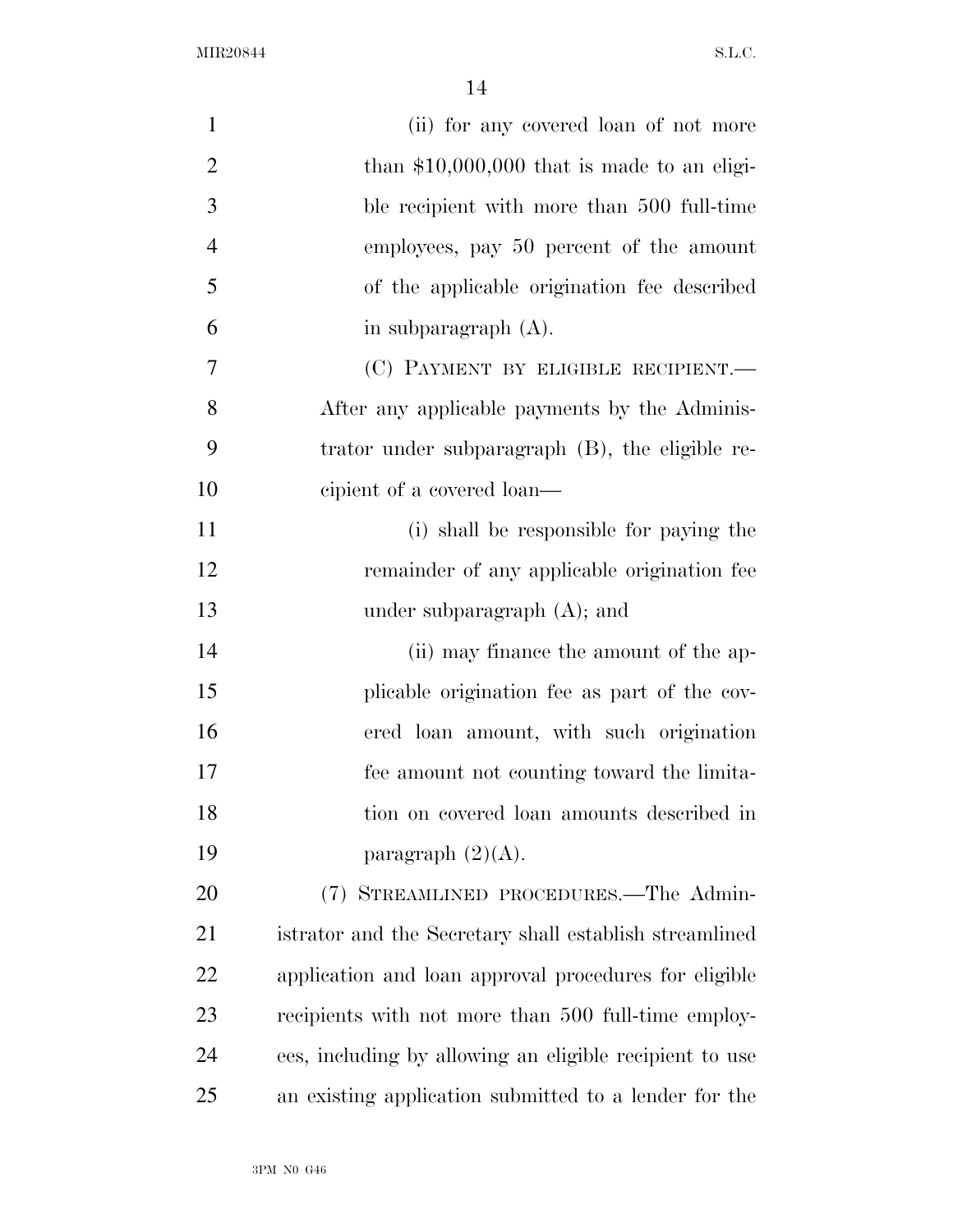(ii) for any covered loan of not more than $10,000,000 that is made to an eligible recipient with more than 500 full-time employees, pay 50 percent of the amount of the applicable origination fee described in subparagraph (A).

(C) PAYMENT BY ELIGIBLE RECIPIENT.—After any applicable payments by the Administrator under subparagraph (B), the eligible recipient of a covered loan—

(i) shall be responsible for paying the remainder of any applicable origination fee under subparagraph (A); and

(ii) may finance the amount of the applicable origination fee as part of the covered loan amount, with such origination fee amount not counting toward the limitation on covered loan amounts described in paragraph (2)(A).

(7) STREAMLINED PROCEDURES.—The Administrator and the Secretary shall establish streamlined application and loan approval procedures for eligible recipients with not more than 500 full-time employees, including by allowing an eligible recipient to use an existing application submitted to a lender for the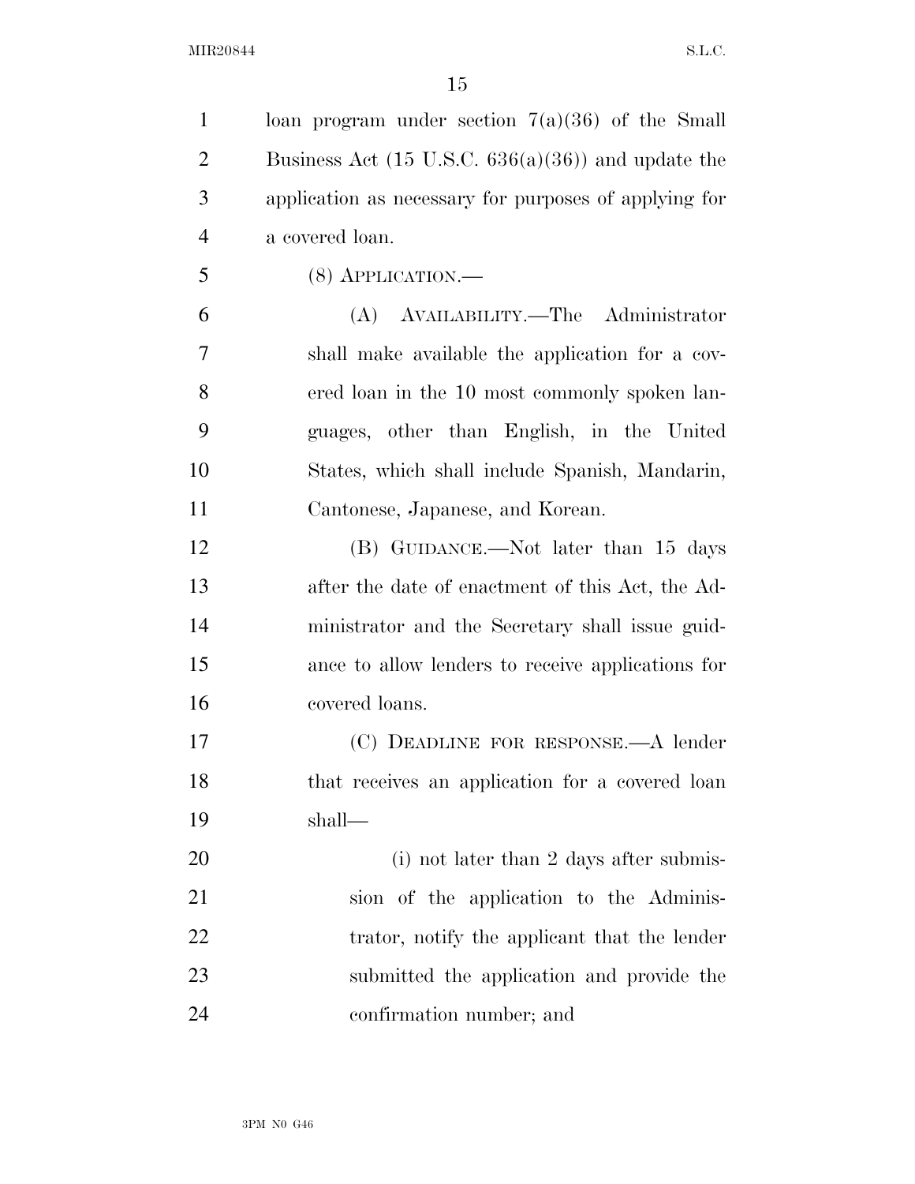loan program under section 7(a)(36) of the Small Business Act (15 U.S.C. 636(a)(36)) and update the application as necessary for purposes of applying for a covered loan.

(8) APPLICATION.—

(A) AVAILABILITY.—The Administrator shall make available the application for a covered loan in the 10 most commonly spoken languages, other than English, in the United States, which shall include Spanish, Mandarin, Cantonese, Japanese, and Korean.

(B) GUIDANCE.—Not later than 15 days after the date of enactment of this Act, the Administrator and the Secretary shall issue guidance to allow lenders to receive applications for covered loans.

(C) DEADLINE FOR RESPONSE.—A lender that receives an application for a covered loan shall—

(i) not later than 2 days after submission of the application to the Administrator, notify the applicant that the lender submitted the application and provide the confirmation number; and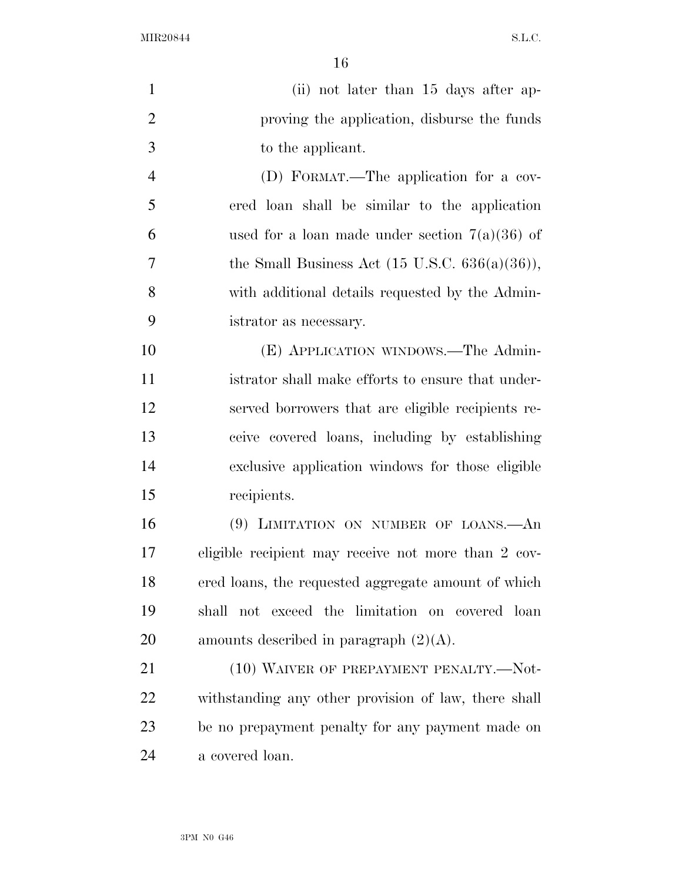(ii) not later than 15 days after approving the application, disburse the funds to the applicant.

(D) FORMAT.—The application for a covered loan shall be similar to the application used for a loan made under section 7(a)(36) of the Small Business Act (15 U.S.C. 636(a)(36)), with additional details requested by the Administrator as necessary.

(E) APPLICATION WINDOWS.—The Administrator shall make efforts to ensure that underserved borrowers that are eligible recipients receive covered loans, including by establishing exclusive application windows for those eligible recipients.

(9) LIMITATION ON NUMBER OF LOANS.—An eligible recipient may receive not more than 2 covered loans, the requested aggregate amount of which shall not exceed the limitation on covered loan amounts described in paragraph (2)(A).

(10) WAIVER OF PREPAYMENT PENALTY.—Notwithstanding any other provision of law, there shall be no prepayment penalty for any payment made on a covered loan.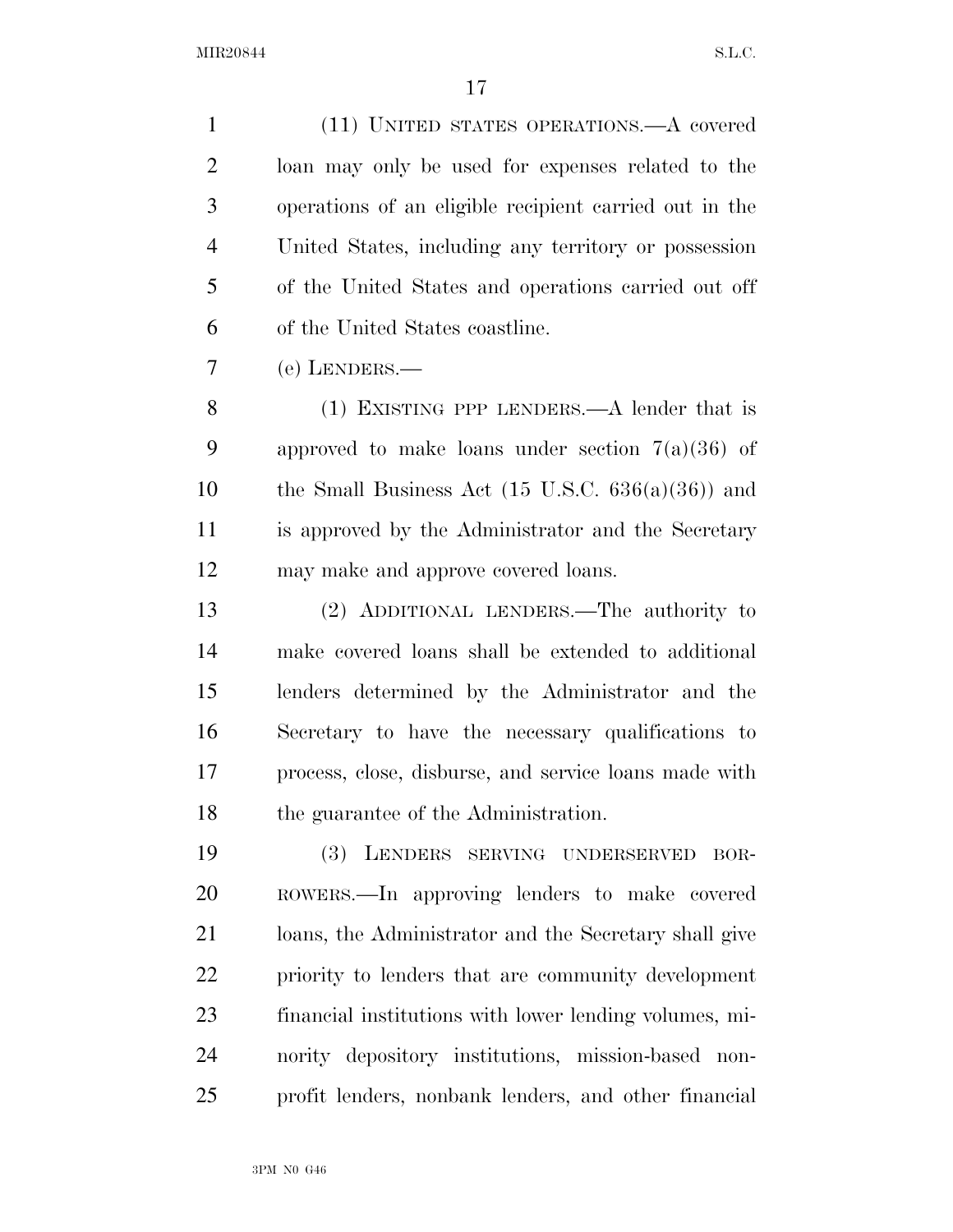(11) UNITED STATES OPERATIONS.—A covered loan may only be used for expenses related to the operations of an eligible recipient carried out in the United States, including any territory or possession of the United States and operations carried out off of the United States coastline.

(e) LENDERS.—

(1) EXISTING PPP LENDERS.—A lender that is approved to make loans under section 7(a)(36) of the Small Business Act (15 U.S.C. 636(a)(36)) and is approved by the Administrator and the Secretary may make and approve covered loans.

(2) ADDITIONAL LENDERS.—The authority to make covered loans shall be extended to additional lenders determined by the Administrator and the Secretary to have the necessary qualifications to process, close, disburse, and service loans made with the guarantee of the Administration.

(3) LENDERS SERVING UNDERSERVED BORROWERS.—In approving lenders to make covered loans, the Administrator and the Secretary shall give priority to lenders that are community development financial institutions with lower lending volumes, minority depository institutions, mission-based nonprofit lenders, nonbank lenders, and other financial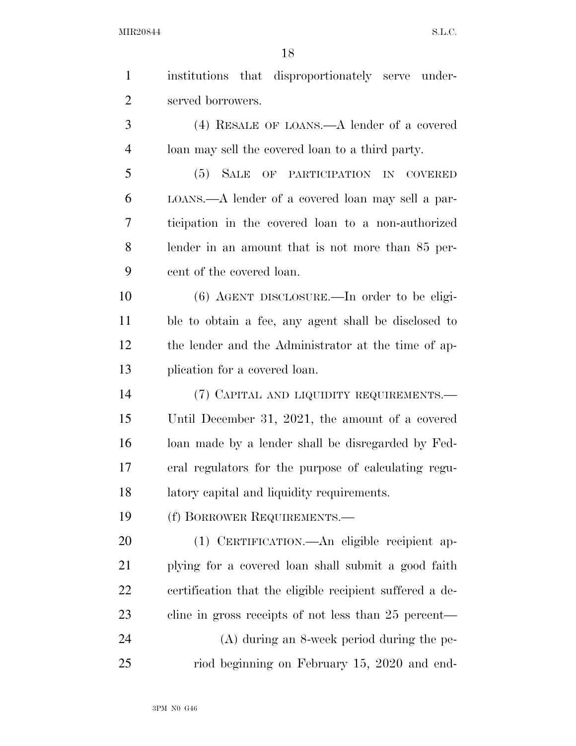institutions that disproportionately serve underserved borrowers.

(4) RESALE OF LOANS.—A lender of a covered loan may sell the covered loan to a third party.

(5) SALE OF PARTICIPATION IN COVERED LOANS.—A lender of a covered loan may sell a participation in the covered loan to a non-authorized lender in an amount that is not more than 85 percent of the covered loan.

(6) AGENT DISCLOSURE.—In order to be eligible to obtain a fee, any agent shall be disclosed to the lender and the Administrator at the time of application for a covered loan.

(7) CAPITAL AND LIQUIDITY REQUIREMENTS.—Until December 31, 2021, the amount of a covered loan made by a lender shall be disregarded by Federal regulators for the purpose of calculating regulatory capital and liquidity requirements.

(f) BORROWER REQUIREMENTS.—

(1) CERTIFICATION.—An eligible recipient applying for a covered loan shall submit a good faith certification that the eligible recipient suffered a decline in gross receipts of not less than 25 percent—

(A) during an 8-week period during the period beginning on February 15, 2020 and end-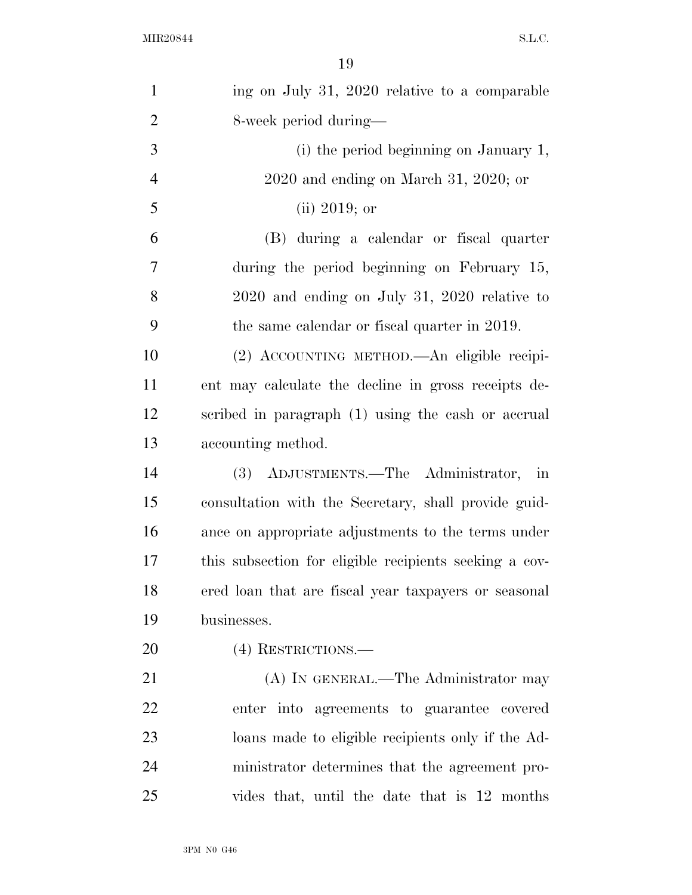ing on July 31, 2020 relative to a comparable 8-week period during—

(i) the period beginning on January 1, 2020 and ending on March 31, 2020; or

(ii) 2019; or

(B) during a calendar or fiscal quarter during the period beginning on February 15, 2020 and ending on July 31, 2020 relative to the same calendar or fiscal quarter in 2019.

(2) ACCOUNTING METHOD.—An eligible recipient may calculate the decline in gross receipts described in paragraph (1) using the cash or accrual accounting method.

(3) ADJUSTMENTS.—The Administrator, in consultation with the Secretary, shall provide guidance on appropriate adjustments to the terms under this subsection for eligible recipients seeking a covered loan that are fiscal year taxpayers or seasonal businesses.

(4) RESTRICTIONS.—

(A) IN GENERAL.—The Administrator may enter into agreements to guarantee covered loans made to eligible recipients only if the Administrator determines that the agreement provides that, until the date that is 12 months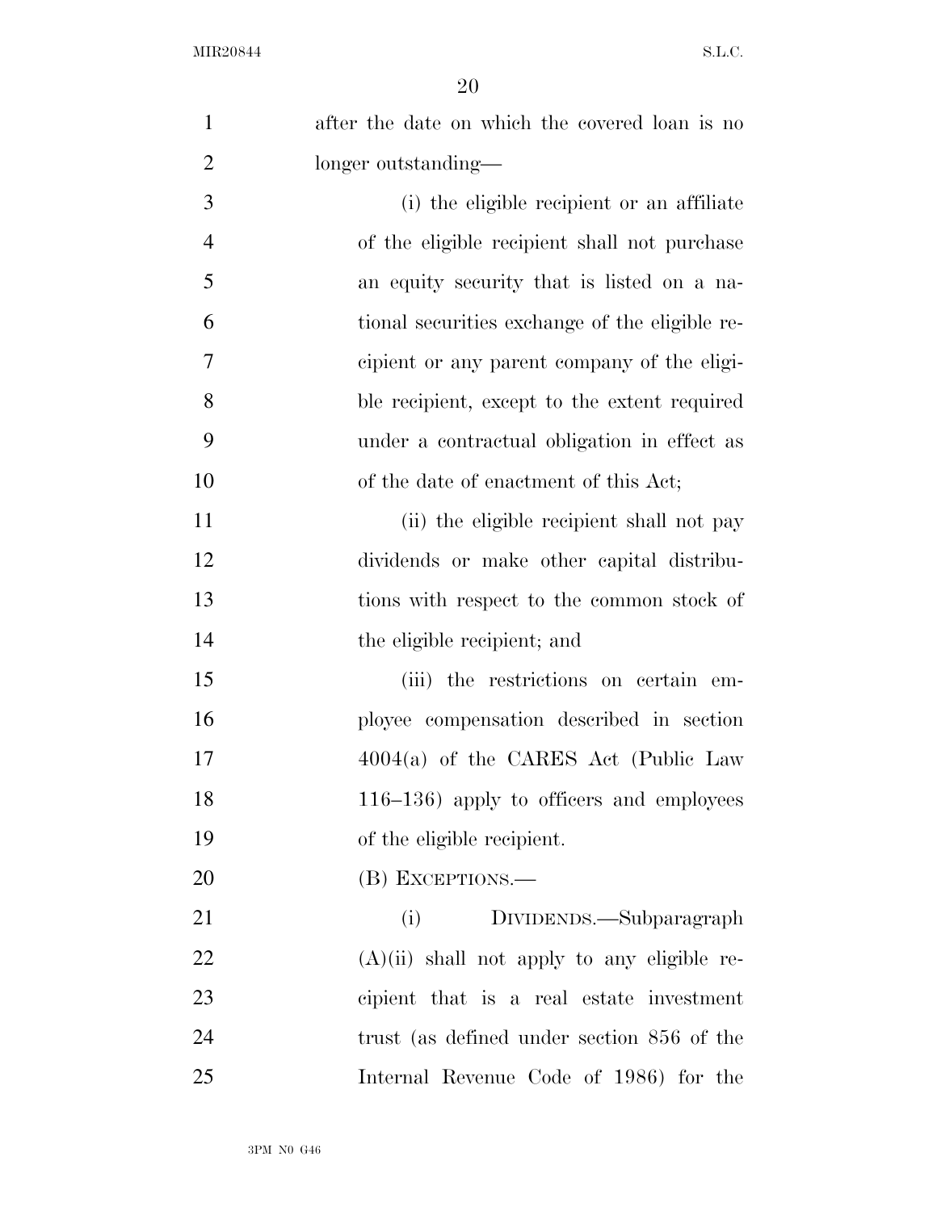after the date on which the covered loan is no longer outstanding—

(i) the eligible recipient or an affiliate of the eligible recipient shall not purchase an equity security that is listed on a national securities exchange of the eligible recipient or any parent company of the eligible recipient, except to the extent required under a contractual obligation in effect as of the date of enactment of this Act;

(ii) the eligible recipient shall not pay dividends or make other capital distributions with respect to the common stock of the eligible recipient; and

(iii) the restrictions on certain employee compensation described in section 4004(a) of the CARES Act (Public Law 116–136) apply to officers and employees of the eligible recipient.

(B) EXCEPTIONS.—

(i) DIVIDENDS.—Subparagraph (A)(ii) shall not apply to any eligible recipient that is a real estate investment trust (as defined under section 856 of the Internal Revenue Code of 1986) for the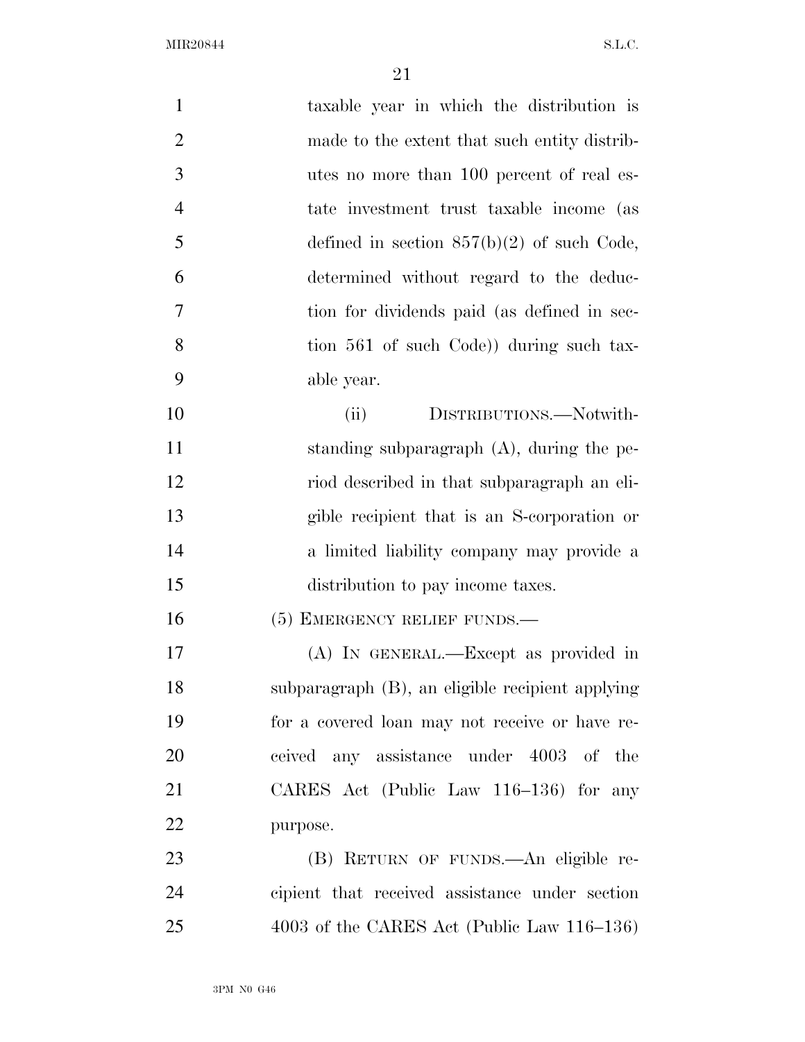taxable year in which the distribution is made to the extent that such entity distributes no more than 100 percent of real estate investment trust taxable income (as defined in section 857(b)(2) of such Code, determined without regard to the deduction for dividends paid (as defined in section 561 of such Code)) during such taxable year.

(ii) DISTRIBUTIONS.—Notwithstanding subparagraph (A), during the period described in that subparagraph an eligible recipient that is an S-corporation or a limited liability company may provide a distribution to pay income taxes.

(5) EMERGENCY RELIEF FUNDS.—

(A) IN GENERAL.—Except as provided in subparagraph (B), an eligible recipient applying for a covered loan may not receive or have received any assistance under 4003 of the CARES Act (Public Law 116–136) for any purpose.

(B) RETURN OF FUNDS.—An eligible recipient that received assistance under section 4003 of the CARES Act (Public Law 116–136)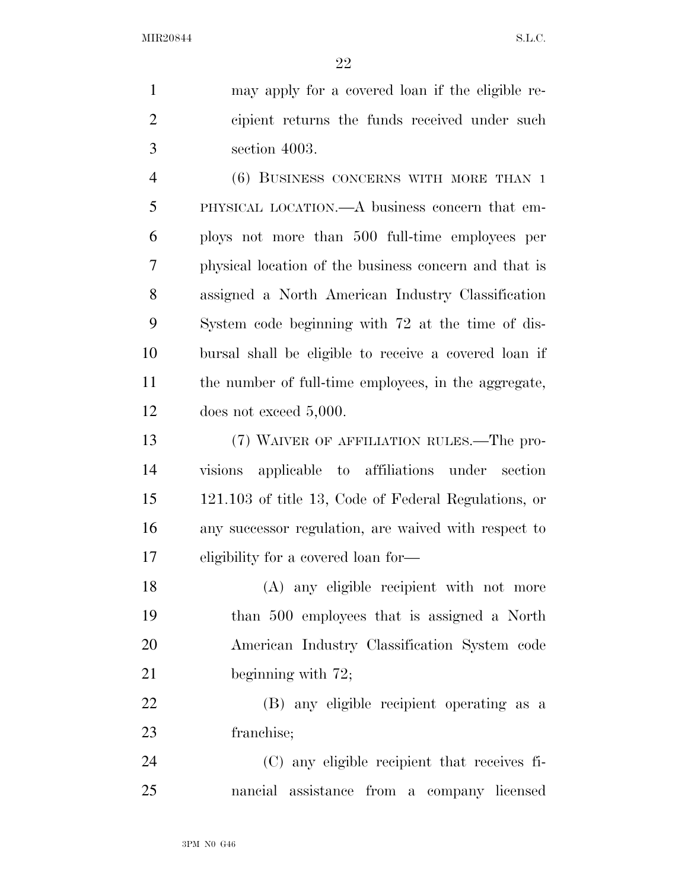may apply for a covered loan if the eligible recipient returns the funds received under such section 4003.

(6) BUSINESS CONCERNS WITH MORE THAN 1 PHYSICAL LOCATION.—A business concern that employs not more than 500 full-time employees per physical location of the business concern and that is assigned a North American Industry Classification System code beginning with 72 at the time of disbursal shall be eligible to receive a covered loan if the number of full-time employees, in the aggregate, does not exceed 5,000.

(7) WAIVER OF AFFILIATION RULES.—The provisions applicable to affiliations under section 121.103 of title 13, Code of Federal Regulations, or any successor regulation, are waived with respect to eligibility for a covered loan for—

(A) any eligible recipient with not more than 500 employees that is assigned a North American Industry Classification System code beginning with 72;

(B) any eligible recipient operating as a franchise;

(C) any eligible recipient that receives financial assistance from a company licensed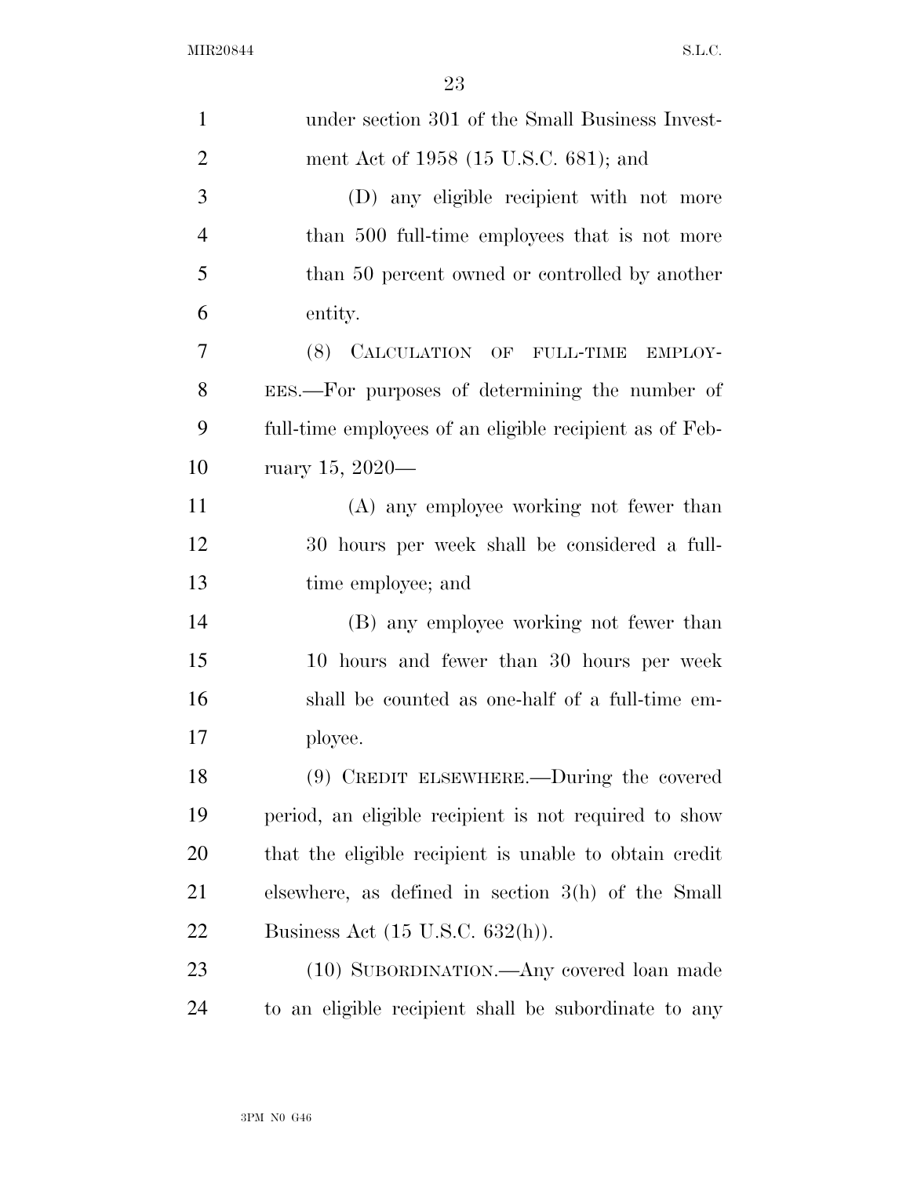under section 301 of the Small Business Investment Act of 1958 (15 U.S.C. 681); and

(D) any eligible recipient with not more than 500 full-time employees that is not more than 50 percent owned or controlled by another entity.

(8) CALCULATION OF FULL-TIME EMPLOYEES.—For purposes of determining the number of full-time employees of an eligible recipient as of February 15, 2020—

(A) any employee working not fewer than 30 hours per week shall be considered a full-time employee; and

(B) any employee working not fewer than 10 hours and fewer than 30 hours per week shall be counted as one-half of a full-time employee.

(9) CREDIT ELSEWHERE.—During the covered period, an eligible recipient is not required to show that the eligible recipient is unable to obtain credit elsewhere, as defined in section 3(h) of the Small Business Act (15 U.S.C. 632(h)).

(10) SUBORDINATION.—Any covered loan made to an eligible recipient shall be subordinate to any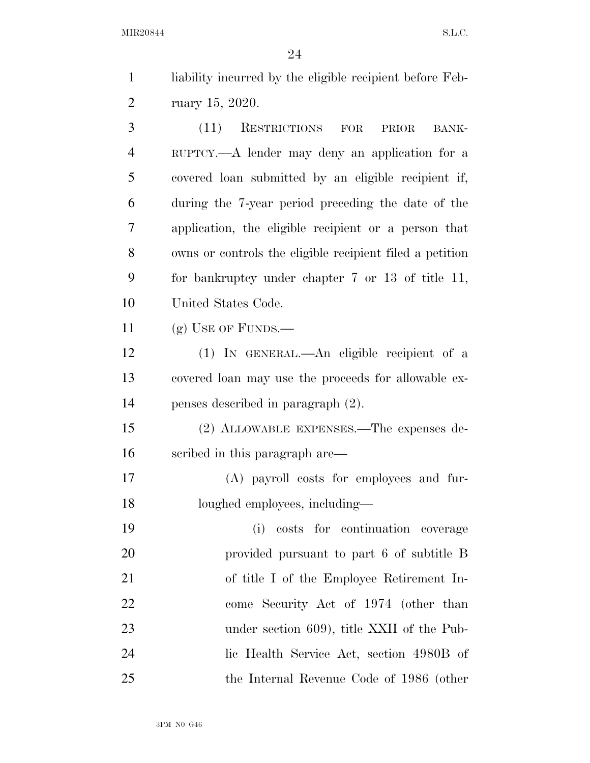liability incurred by the eligible recipient before February 15, 2020.

(11) RESTRICTIONS FOR PRIOR BANKRUPTCY.—A lender may deny an application for a covered loan submitted by an eligible recipient if, during the 7-year period preceding the date of the application, the eligible recipient or a person that owns or controls the eligible recipient filed a petition for bankruptcy under chapter 7 or 13 of title 11, United States Code.

(g) USE OF FUNDS.—

(1) IN GENERAL.—An eligible recipient of a covered loan may use the proceeds for allowable expenses described in paragraph (2).

(2) ALLOWABLE EXPENSES.—The expenses described in this paragraph are—

(A) payroll costs for employees and furloughed employees, including—

(i) costs for continuation coverage provided pursuant to part 6 of subtitle B of title I of the Employee Retirement Income Security Act of 1974 (other than under section 609), title XXII of the Public Health Service Act, section 4980B of the Internal Revenue Code of 1986 (other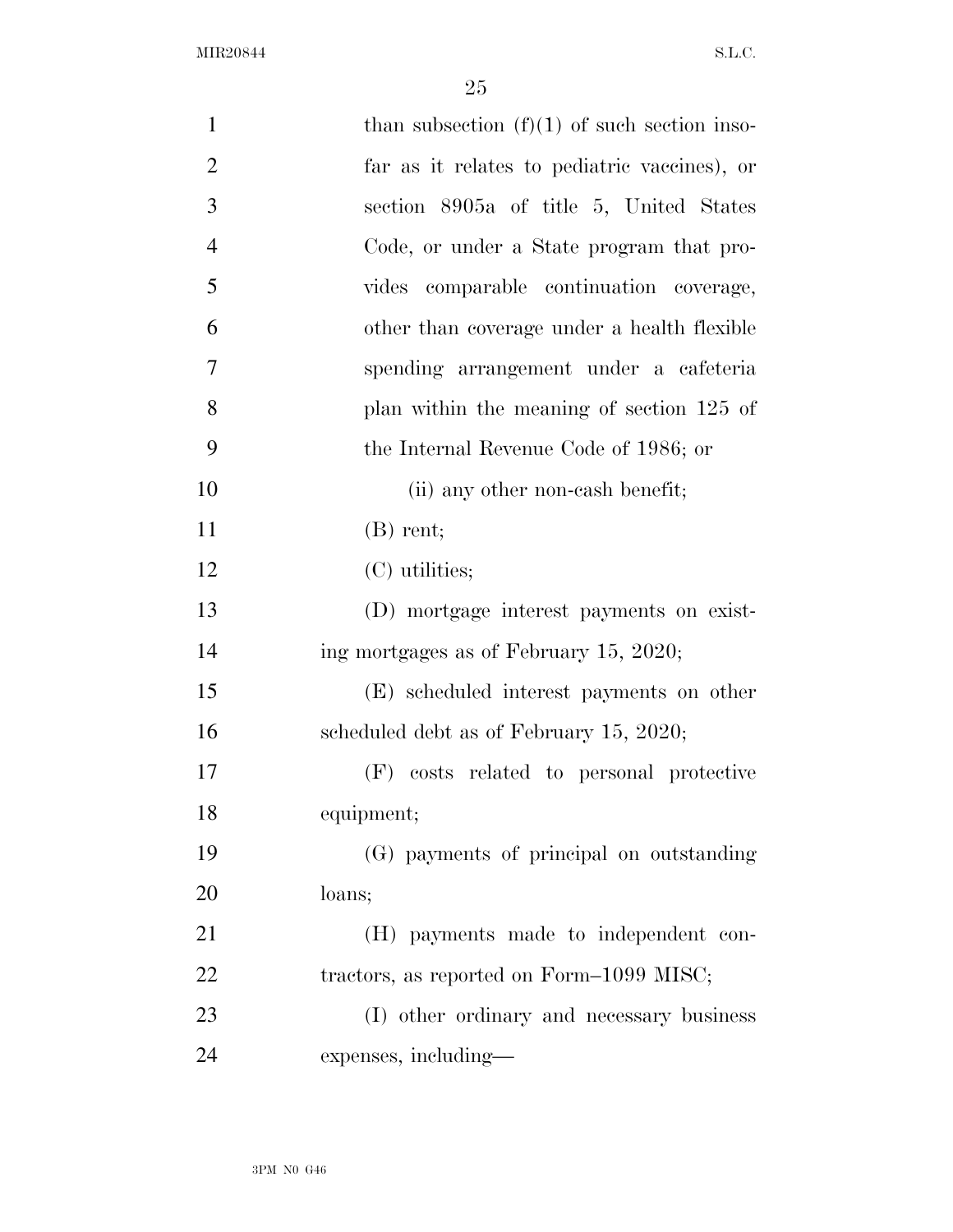than subsection (f)(1) of such section insofar as it relates to pediatric vaccines), or section 8905a of title 5, United States Code, or under a State program that provides comparable continuation coverage, other than coverage under a health flexible spending arrangement under a cafeteria plan within the meaning of section 125 of the Internal Revenue Code of 1986; or

(ii) any other non-cash benefit;

(B) rent;

(C) utilities;

(D) mortgage interest payments on existing mortgages as of February 15, 2020;

(E) scheduled interest payments on other scheduled debt as of February 15, 2020;

(F) costs related to personal protective equipment;

(G) payments of principal on outstanding loans;

(H) payments made to independent contractors, as reported on Form–1099 MISC;

(I) other ordinary and necessary business expenses, including—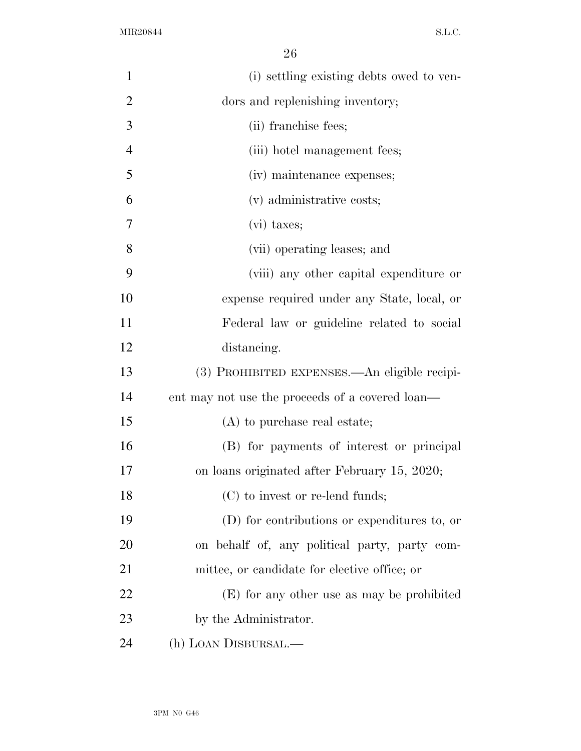(i) settling existing debts owed to vendors and replenishing inventory;

(ii) franchise fees;

(iii) hotel management fees;

(iv) maintenance expenses;

(v) administrative costs;

(vi) taxes;

(vii) operating leases; and

(viii) any other capital expenditure or expense required under any State, local, or Federal law or guideline related to social distancing.

(3) PROHIBITED EXPENSES.—An eligible recipient may not use the proceeds of a covered loan—

(A) to purchase real estate;

(B) for payments of interest or principal on loans originated after February 15, 2020;

(C) to invest or re-lend funds;

(D) for contributions or expenditures to, or on behalf of, any political party, party committee, or candidate for elective office; or

(E) for any other use as may be prohibited by the Administrator.

(h) LOAN DISBURSAL.—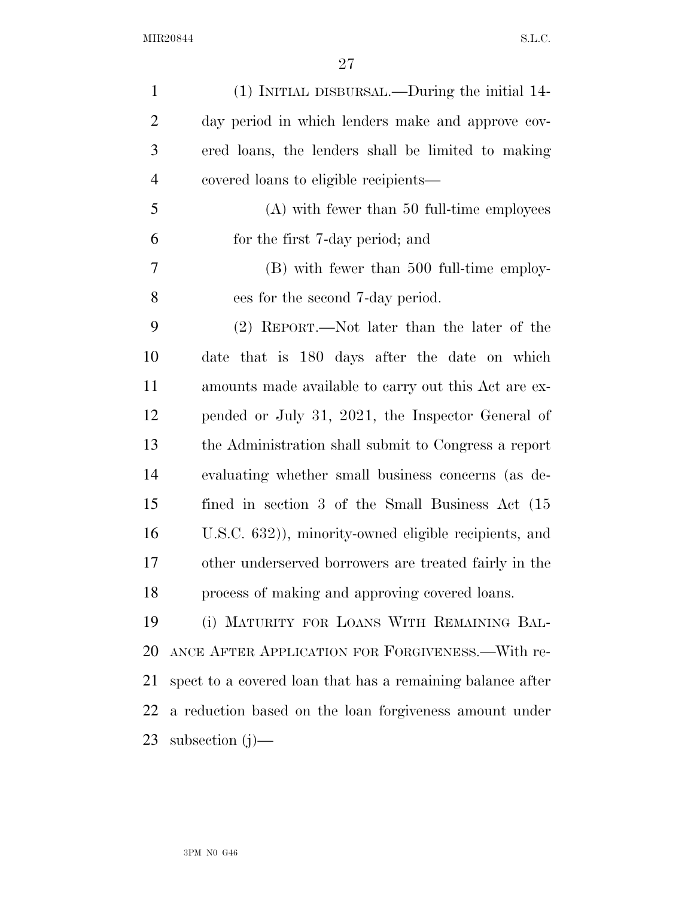(1) INITIAL DISBURSAL.—During the initial 14-day period in which lenders make and approve covered loans, the lenders shall be limited to making covered loans to eligible recipients—

(A) with fewer than 50 full-time employees for the first 7-day period; and

(B) with fewer than 500 full-time employees for the second 7-day period.

(2) REPORT.—Not later than the later of the date that is 180 days after the date on which amounts made available to carry out this Act are expended or July 31, 2021, the Inspector General of the Administration shall submit to Congress a report evaluating whether small business concerns (as defined in section 3 of the Small Business Act (15 U.S.C. 632)), minority-owned eligible recipients, and other underserved borrowers are treated fairly in the process of making and approving covered loans.

(i) MATURITY FOR LOANS WITH REMAINING BALANCE AFTER APPLICATION FOR FORGIVENESS.—With respect to a covered loan that has a remaining balance after a reduction based on the loan forgiveness amount under subsection (j)—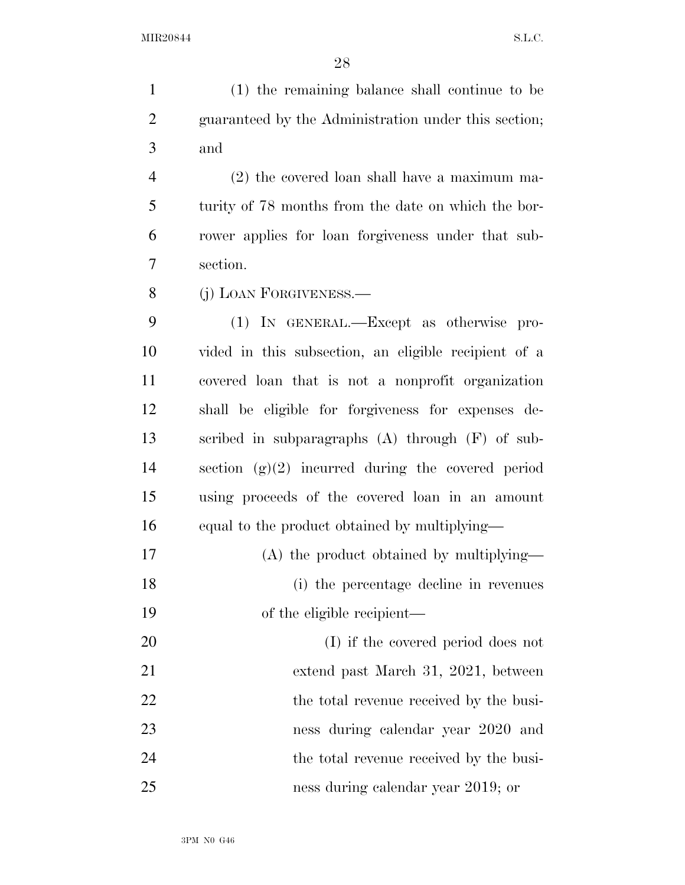(1) the remaining balance shall continue to be guaranteed by the Administration under this section; and

(2) the covered loan shall have a maximum maturity of 78 months from the date on which the borrower applies for loan forgiveness under that subsection.

(j) LOAN FORGIVENESS.—

(1) IN GENERAL.—Except as otherwise provided in this subsection, an eligible recipient of a covered loan that is not a nonprofit organization shall be eligible for forgiveness for expenses described in subparagraphs (A) through (F) of subsection (g)(2) incurred during the covered period using proceeds of the covered loan in an amount equal to the product obtained by multiplying—

(A) the product obtained by multiplying—

(i) the percentage decline in revenues of the eligible recipient—

(I) if the covered period does not extend past March 31, 2021, between the total revenue received by the business during calendar year 2020 and the total revenue received by the business during calendar year 2019; or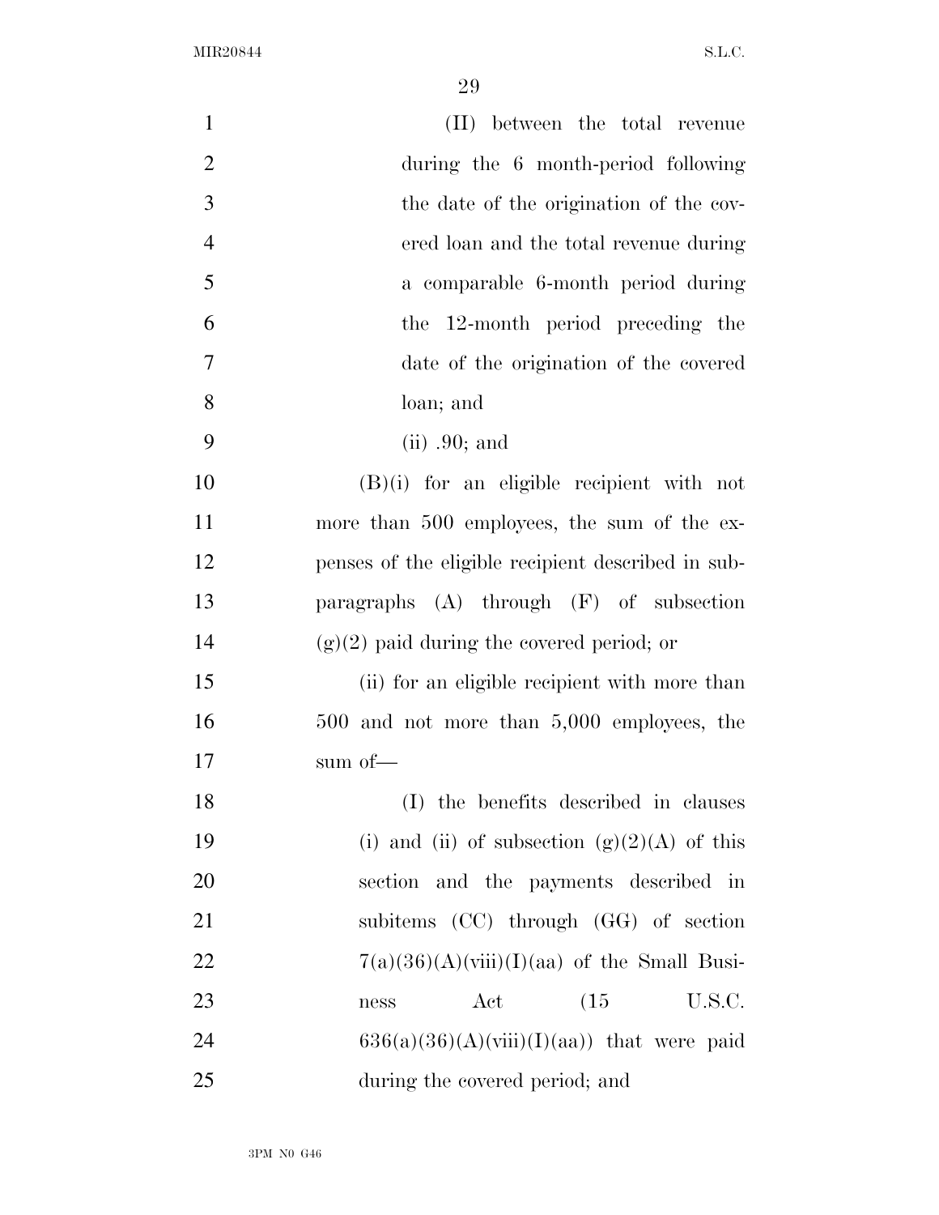(II) between the total revenue during the 6 month-period following the date of the origination of the covered loan and the total revenue during a comparable 6-month period during the 12-month period preceding the date of the origination of the covered loan; and

(ii) .90; and

(B)(i) for an eligible recipient with not more than 500 employees, the sum of the expenses of the eligible recipient described in subparagraphs (A) through (F) of subsection (g)(2) paid during the covered period; or

(ii) for an eligible recipient with more than 500 and not more than 5,000 employees, the sum of—

(I) the benefits described in clauses (i) and (ii) of subsection (g)(2)(A) of this section and the payments described in subitems (CC) through (GG) of section 7(a)(36)(A)(viii)(I)(aa) of the Small Business Act (15 U.S.C. 636(a)(36)(A)(viii)(I)(aa)) that were paid during the covered period; and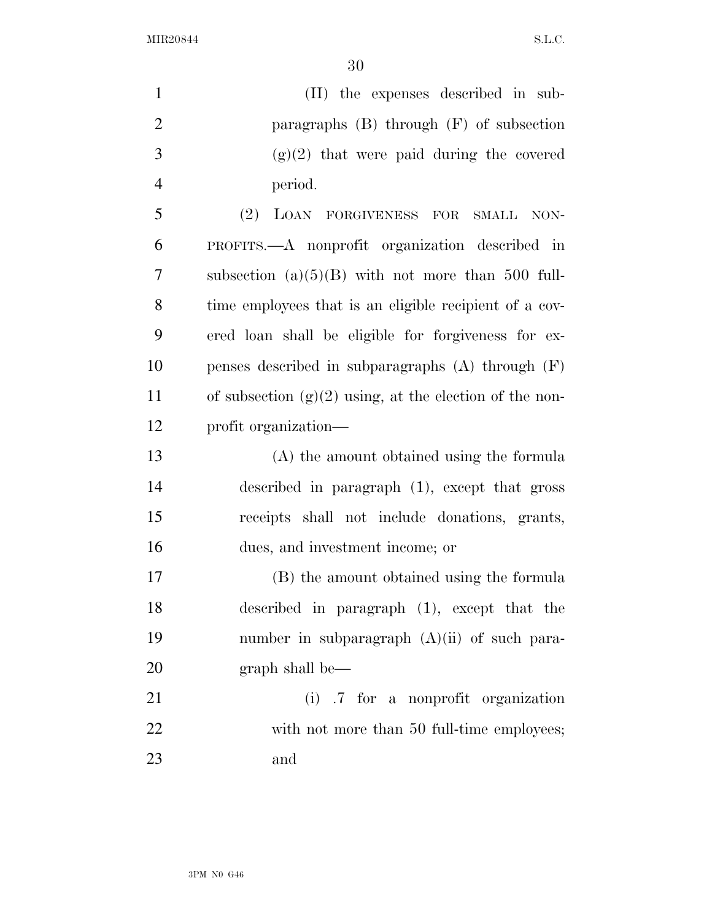(II) the expenses described in subparagraphs (B) through (F) of subsection (g)(2) that were paid during the covered period.

(2) LOAN FORGIVENESS FOR SMALL NONPROFITS.—A nonprofit organization described in subsection (a)(5)(B) with not more than 500 full-time employees that is an eligible recipient of a covered loan shall be eligible for forgiveness for expenses described in subparagraphs (A) through (F) of subsection (g)(2) using, at the election of the nonprofit organization—

(A) the amount obtained using the formula described in paragraph (1), except that gross receipts shall not include donations, grants, dues, and investment income; or

(B) the amount obtained using the formula described in paragraph (1), except that the number in subparagraph (A)(ii) of such paragraph shall be—

(i) .7 for a nonprofit organization with not more than 50 full-time employees; and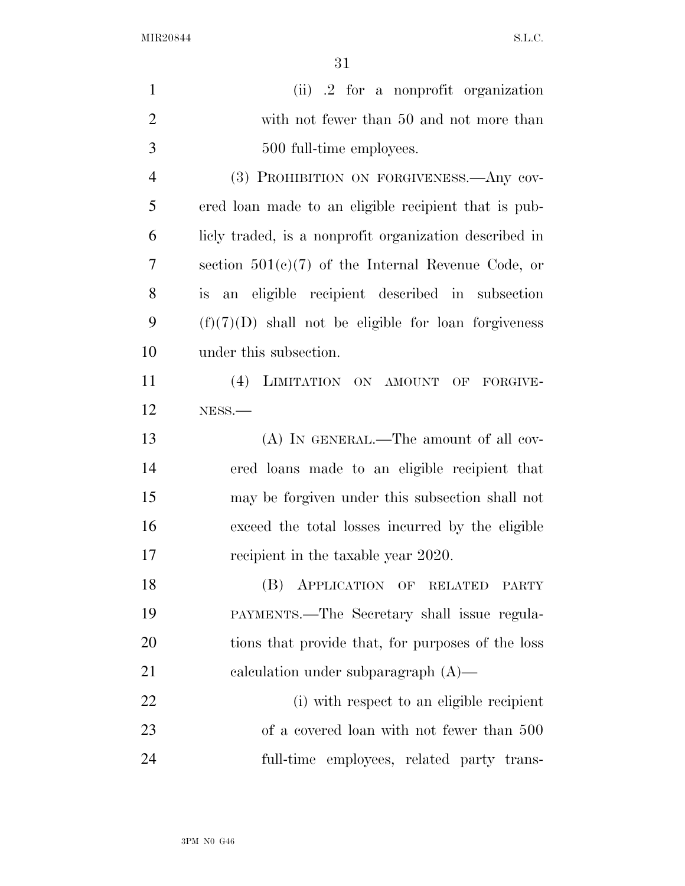(ii) .2 for a nonprofit organization with not fewer than 50 and not more than 500 full-time employees.

(3) PROHIBITION ON FORGIVENESS.—Any covered loan made to an eligible recipient that is publicly traded, is a nonprofit organization described in section 501(c)(7) of the Internal Revenue Code, or is an eligible recipient described in subsection (f)(7)(D) shall not be eligible for loan forgiveness under this subsection.

(4) LIMITATION ON AMOUNT OF FORGIVENESS.—

(A) IN GENERAL.—The amount of all covered loans made to an eligible recipient that may be forgiven under this subsection shall not exceed the total losses incurred by the eligible recipient in the taxable year 2020.

(B) APPLICATION OF RELATED PARTY PAYMENTS.—The Secretary shall issue regulations that provide that, for purposes of the loss calculation under subparagraph (A)—

(i) with respect to an eligible recipient of a covered loan with not fewer than 500 full-time employees, related party trans-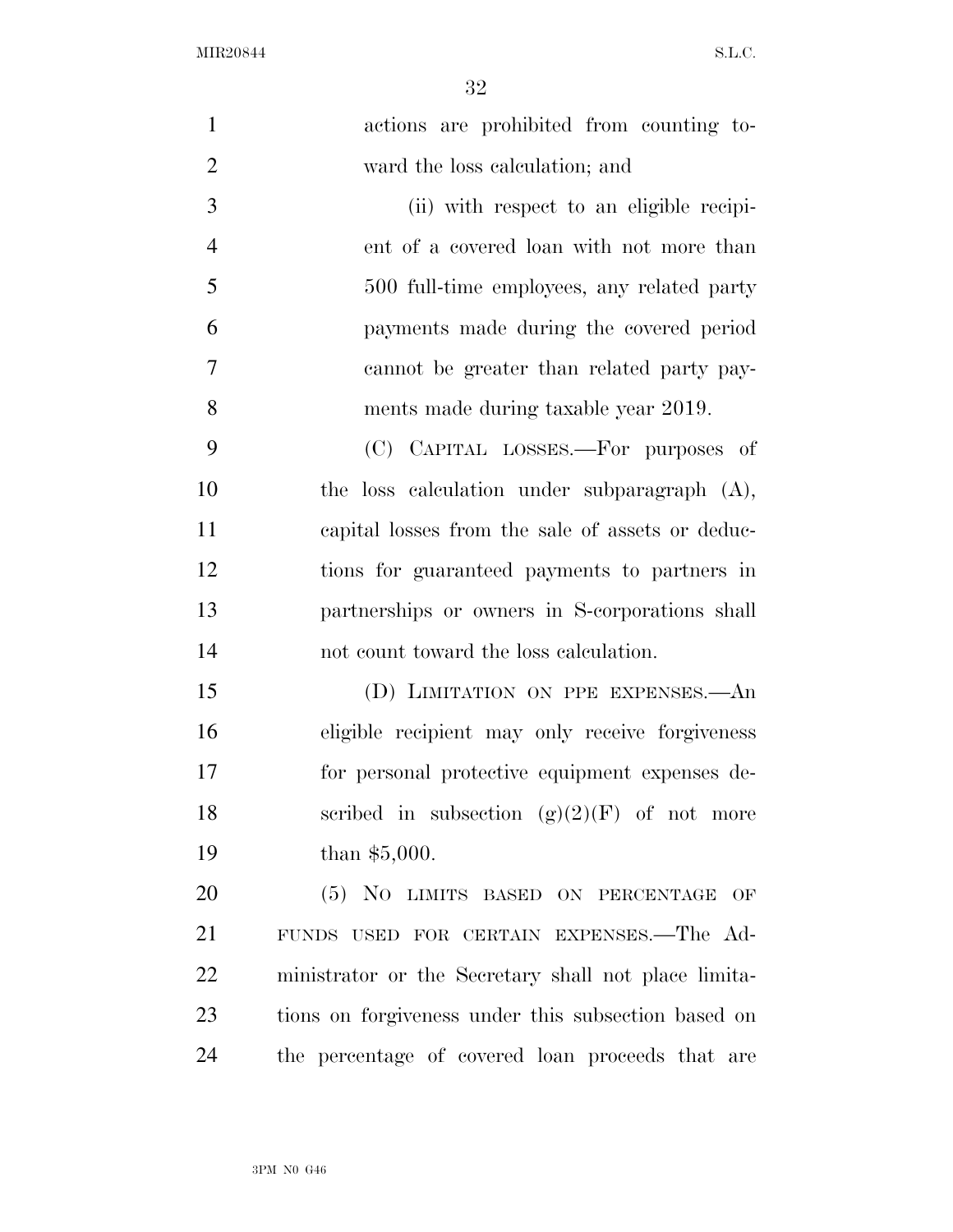actions are prohibited from counting toward the loss calculation; and

(ii) with respect to an eligible recipient of a covered loan with not more than 500 full-time employees, any related party payments made during the covered period cannot be greater than related party payments made during taxable year 2019.

(C) CAPITAL LOSSES.—For purposes of the loss calculation under subparagraph (A), capital losses from the sale of assets or deductions for guaranteed payments to partners in partnerships or owners in S-corporations shall not count toward the loss calculation.

(D) LIMITATION ON PPE EXPENSES.—An eligible recipient may only receive forgiveness for personal protective equipment expenses described in subsection (g)(2)(F) of not more than $5,000.

(5) NO LIMITS BASED ON PERCENTAGE OF FUNDS USED FOR CERTAIN EXPENSES.—The Administrator or the Secretary shall not place limitations on forgiveness under this subsection based on the percentage of covered loan proceeds that are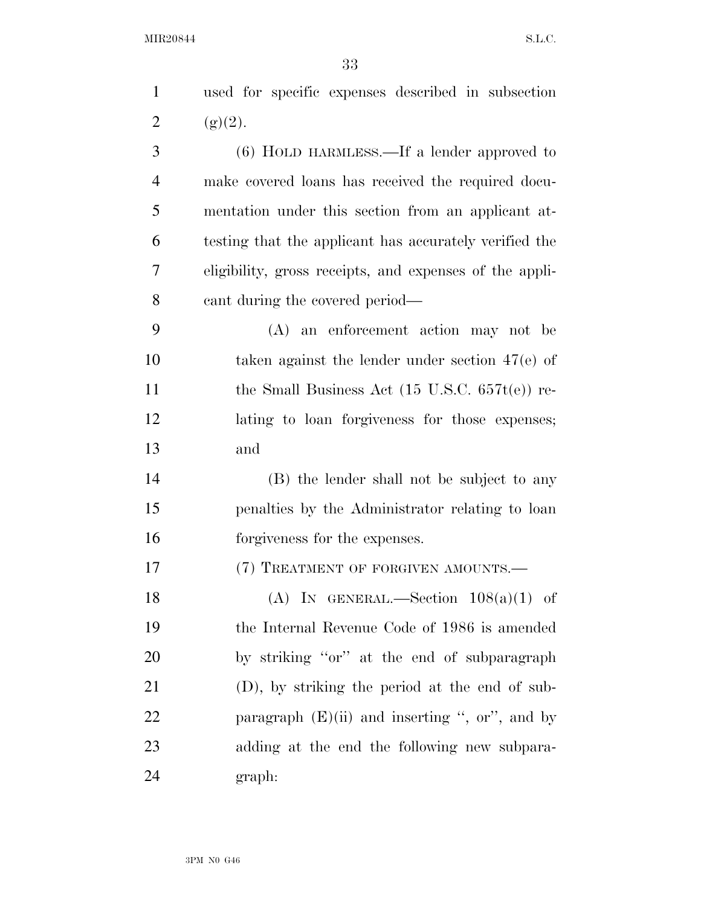used for specific expenses described in subsection (g)(2).

(6) HOLD HARMLESS.—If a lender approved to make covered loans has received the required documentation under this section from an applicant attesting that the applicant has accurately verified the eligibility, gross receipts, and expenses of the applicant during the covered period—

(A) an enforcement action may not be taken against the lender under section 47(e) of the Small Business Act (15 U.S.C. 657t(e)) relating to loan forgiveness for those expenses; and

(B) the lender shall not be subject to any penalties by the Administrator relating to loan forgiveness for the expenses.

(7) TREATMENT OF FORGIVEN AMOUNTS.—

(A) IN GENERAL.—Section 108(a)(1) of the Internal Revenue Code of 1986 is amended by striking ''or'' at the end of subparagraph (D), by striking the period at the end of subparagraph (E)(ii) and inserting '', or'', and by adding at the end the following new subparagraph: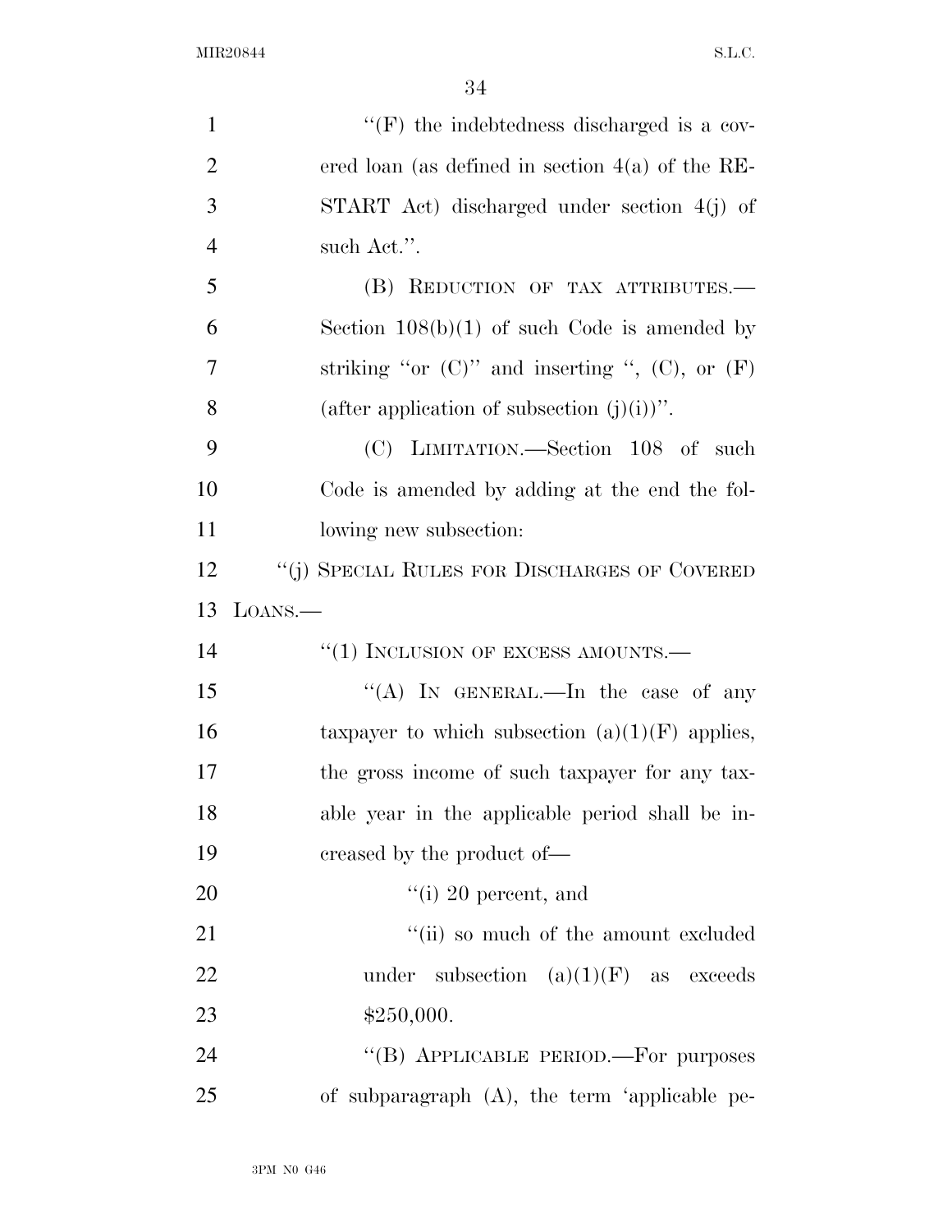"(F) the indebtedness discharged is a covered loan (as defined in section 4(a) of the RESTART Act) discharged under section 4(j) of such Act.".

(B) REDUCTION OF TAX ATTRIBUTES.— Section 108(b)(1) of such Code is amended by striking "or (C)" and inserting ", (C), or (F) (after application of subsection (j)(i))".

(C) LIMITATION.—Section 108 of such Code is amended by adding at the end the following new subsection:

"(j) SPECIAL RULES FOR DISCHARGES OF COVERED LOANS.—

"(1) INCLUSION OF EXCESS AMOUNTS.—

"(A) IN GENERAL.—In the case of any taxpayer to which subsection (a)(1)(F) applies, the gross income of such taxpayer for any taxable year in the applicable period shall be increased by the product of—

"(i) 20 percent, and

"(ii) so much of the amount excluded under subsection (a)(1)(F) as exceeds $250,000.

"(B) APPLICABLE PERIOD.—For purposes of subparagraph (A), the term 'applicable pe-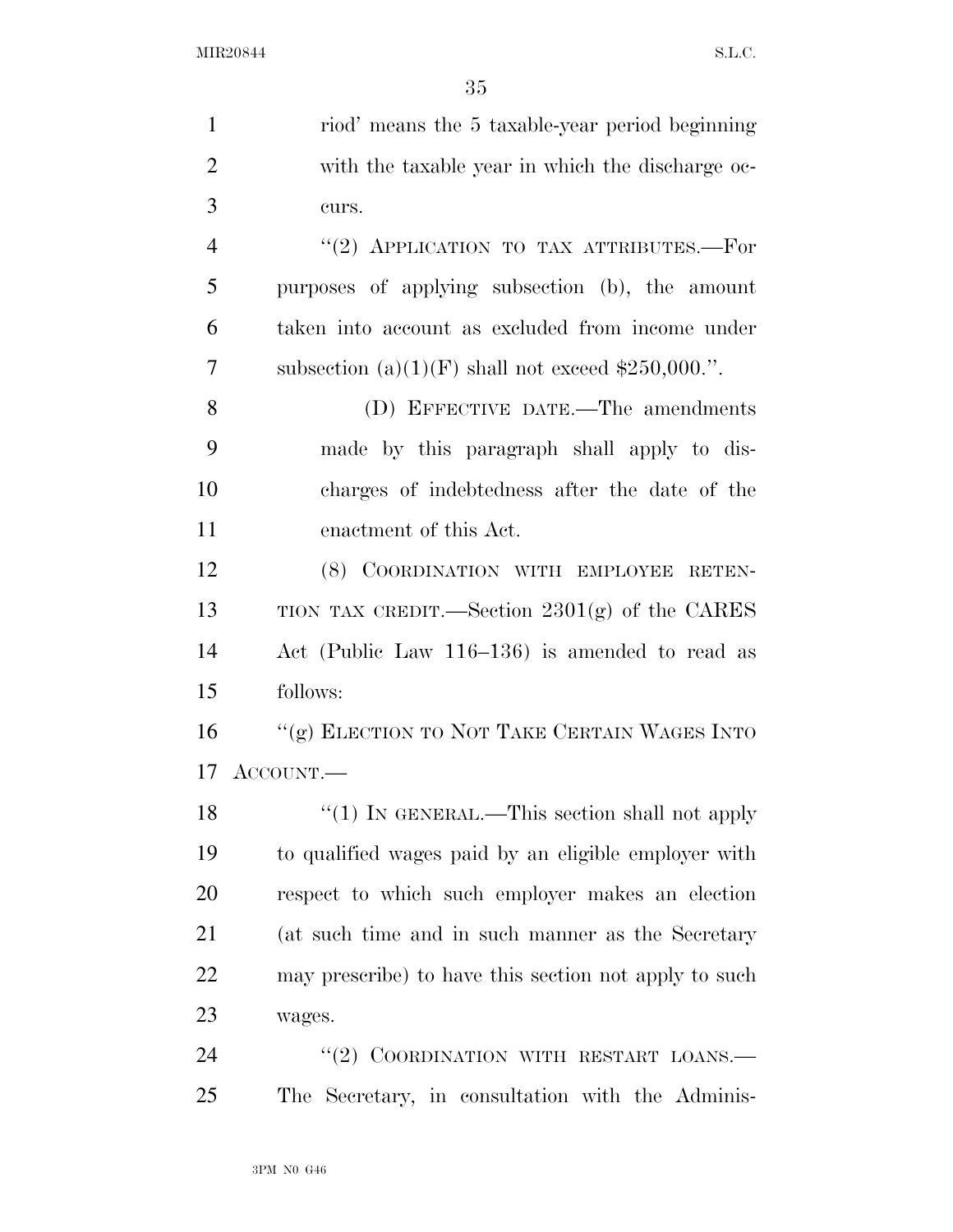riod' means the 5 taxable-year period beginning with the taxable year in which the discharge occurs.

"(2) APPLICATION TO TAX ATTRIBUTES.—For purposes of applying subsection (b), the amount taken into account as excluded from income under subsection (a)(1)(F) shall not exceed $250,000.".

(D) EFFECTIVE DATE.—The amendments made by this paragraph shall apply to discharges of indebtedness after the date of the enactment of this Act.

(8) COORDINATION WITH EMPLOYEE RETENTION TAX CREDIT.—Section 2301(g) of the CARES Act (Public Law 116–136) is amended to read as follows:

"(g) ELECTION TO NOT TAKE CERTAIN WAGES INTO ACCOUNT.—

"(1) IN GENERAL.—This section shall not apply to qualified wages paid by an eligible employer with respect to which such employer makes an election (at such time and in such manner as the Secretary may prescribe) to have this section not apply to such wages.

"(2) COORDINATION WITH RESTART LOANS.—The Secretary, in consultation with the Adminis-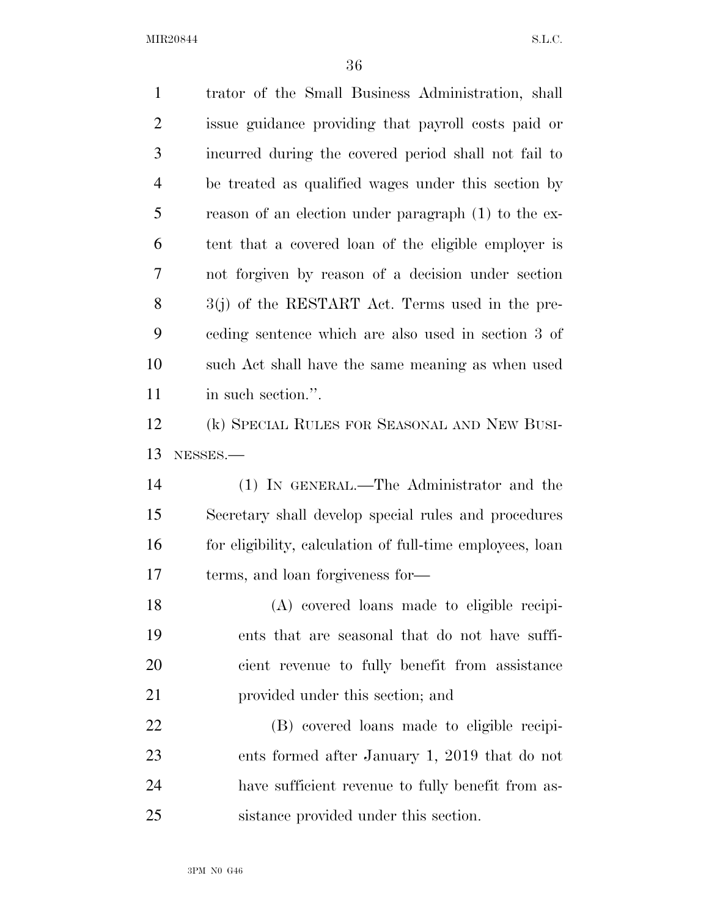trator of the Small Business Administration, shall issue guidance providing that payroll costs paid or incurred during the covered period shall not fail to be treated as qualified wages under this section by reason of an election under paragraph (1) to the extent that a covered loan of the eligible employer is not forgiven by reason of a decision under section 3(j) of the RESTART Act. Terms used in the preceding sentence which are also used in section 3 of such Act shall have the same meaning as when used in such section.''.

(k) SPECIAL RULES FOR SEASONAL AND NEW BUSINESSES.—

(1) IN GENERAL.—The Administrator and the Secretary shall develop special rules and procedures for eligibility, calculation of full-time employees, loan terms, and loan forgiveness for—

(A) covered loans made to eligible recipients that are seasonal that do not have sufficient revenue to fully benefit from assistance provided under this section; and

(B) covered loans made to eligible recipients formed after January 1, 2019 that do not have sufficient revenue to fully benefit from assistance provided under this section.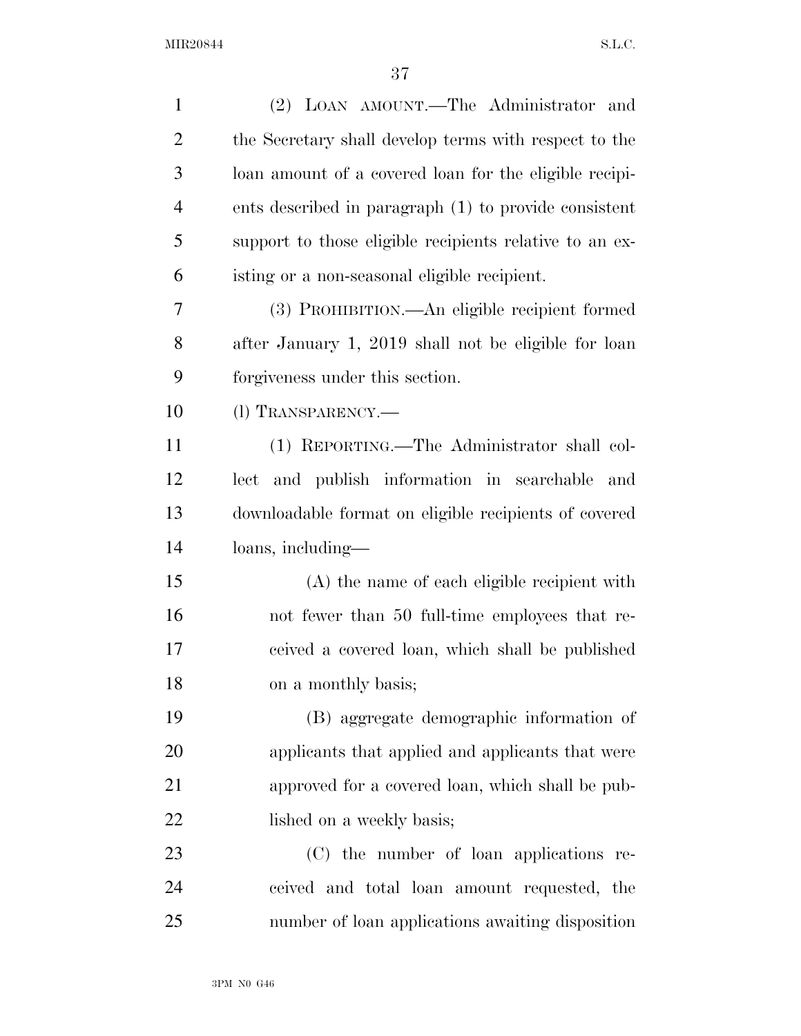(2) LOAN AMOUNT.—The Administrator and the Secretary shall develop terms with respect to the loan amount of a covered loan for the eligible recipients described in paragraph (1) to provide consistent support to those eligible recipients relative to an existing or a non-seasonal eligible recipient.

(3) PROHIBITION.—An eligible recipient formed after January 1, 2019 shall not be eligible for loan forgiveness under this section.

(l) TRANSPARENCY.—

(1) REPORTING.—The Administrator shall collect and publish information in searchable and downloadable format on eligible recipients of covered loans, including—

(A) the name of each eligible recipient with not fewer than 50 full-time employees that received a covered loan, which shall be published on a monthly basis;

(B) aggregate demographic information of applicants that applied and applicants that were approved for a covered loan, which shall be published on a weekly basis;

(C) the number of loan applications received and total loan amount requested, the number of loan applications awaiting disposition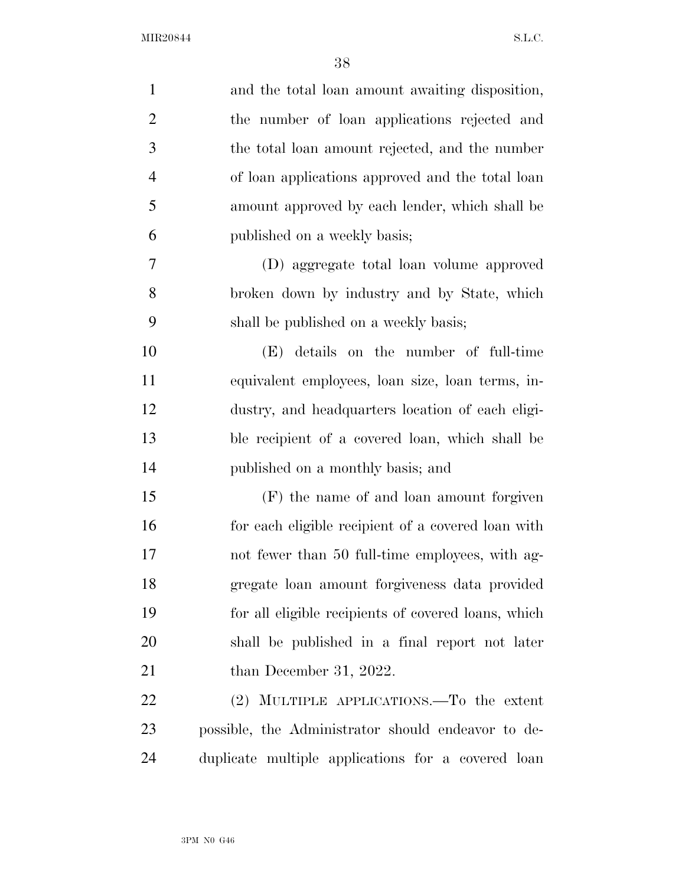and the total loan amount awaiting disposition, the number of loan applications rejected and the total loan amount rejected, and the number of loan applications approved and the total loan amount approved by each lender, which shall be published on a weekly basis;

(D) aggregate total loan volume approved broken down by industry and by State, which shall be published on a weekly basis;

(E) details on the number of full-time equivalent employees, loan size, loan terms, industry, and headquarters location of each eligible recipient of a covered loan, which shall be published on a monthly basis; and

(F) the name of and loan amount forgiven for each eligible recipient of a covered loan with not fewer than 50 full-time employees, with aggregate loan amount forgiveness data provided for all eligible recipients of covered loans, which shall be published in a final report not later than December 31, 2022.

(2) MULTIPLE APPLICATIONS.—To the extent possible, the Administrator should endeavor to deduplicate multiple applications for a covered loan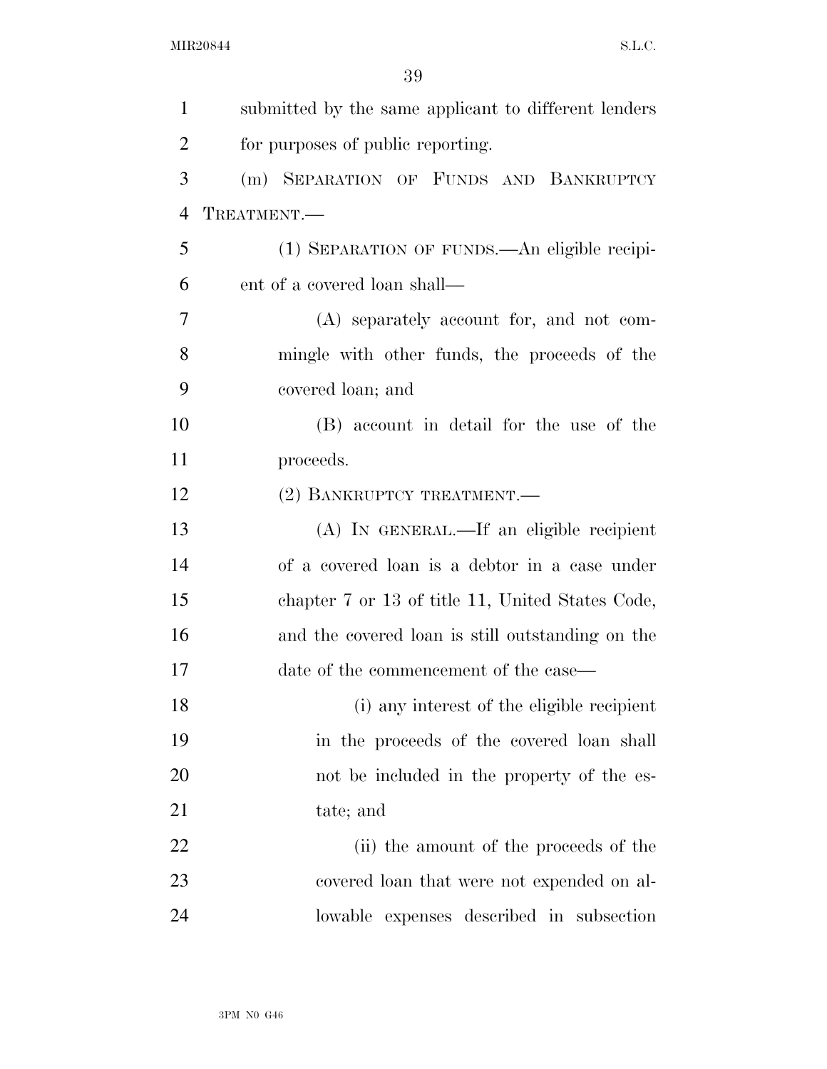submitted by the same applicant to different lenders for purposes of public reporting.

(m) SEPARATION OF FUNDS AND BANKRUPTCY TREATMENT.—

(1) SEPARATION OF FUNDS.—An eligible recipient of a covered loan shall—

(A) separately account for, and not commingle with other funds, the proceeds of the covered loan; and

(B) account in detail for the use of the proceeds.

(2) BANKRUPTCY TREATMENT.—

(A) IN GENERAL.—If an eligible recipient of a covered loan is a debtor in a case under chapter 7 or 13 of title 11, United States Code, and the covered loan is still outstanding on the date of the commencement of the case—

(i) any interest of the eligible recipient in the proceeds of the covered loan shall not be included in the property of the estate; and

(ii) the amount of the proceeds of the covered loan that were not expended on allowable expenses described in subsection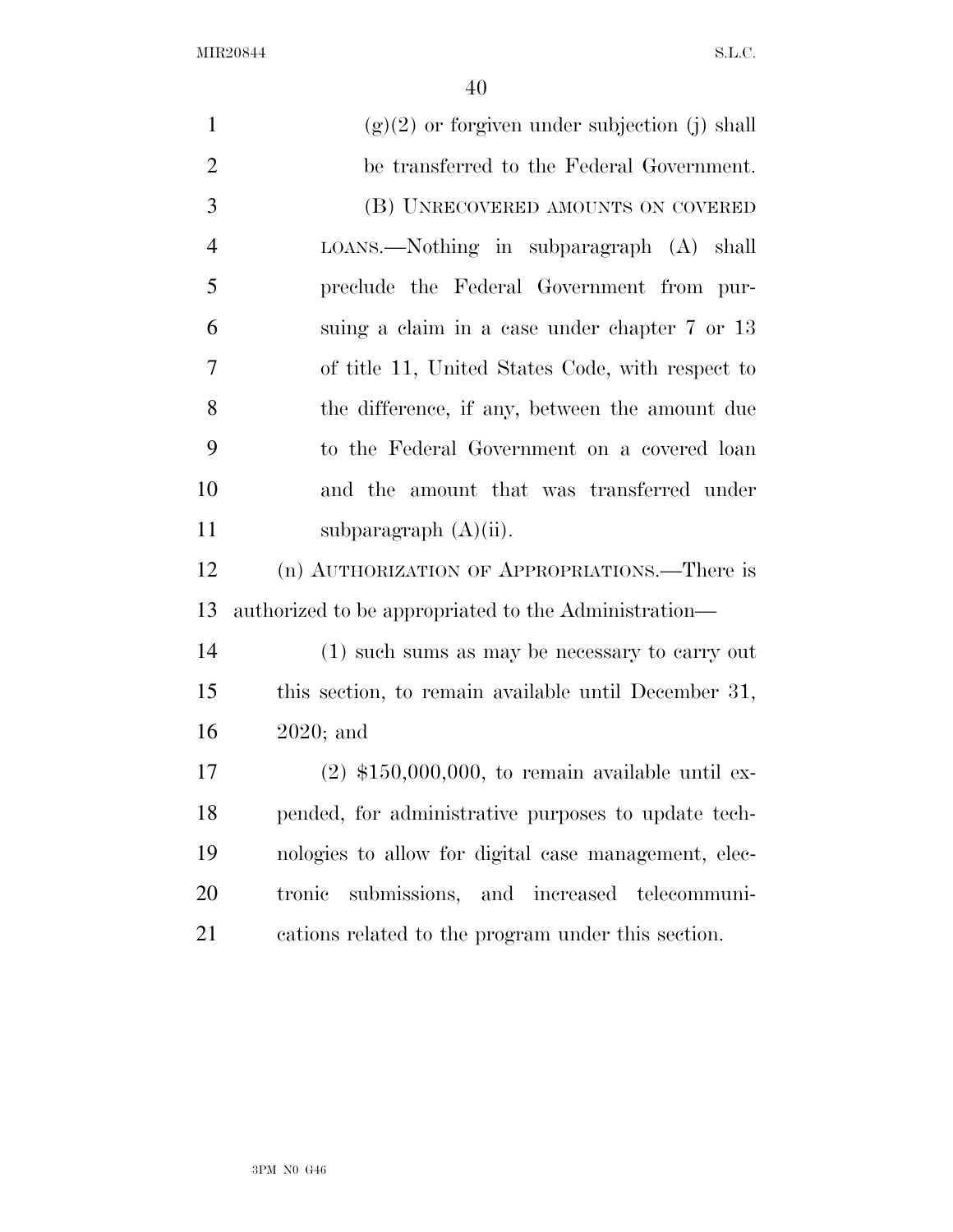(g)(2) or forgiven under subjection (j) shall be transferred to the Federal Government.

(B) UNRECOVERED AMOUNTS ON COVERED LOANS.—Nothing in subparagraph (A) shall preclude the Federal Government from pursuing a claim in a case under chapter 7 or 13 of title 11, United States Code, with respect to the difference, if any, between the amount due to the Federal Government on a covered loan and the amount that was transferred under subparagraph (A)(ii).

(n) AUTHORIZATION OF APPROPRIATIONS.—There is authorized to be appropriated to the Administration—

(1) such sums as may be necessary to carry out this section, to remain available until December 31, 2020; and

(2) $150,000,000, to remain available until expended, for administrative purposes to update technologies to allow for digital case management, electronic submissions, and increased telecommunications related to the program under this section.